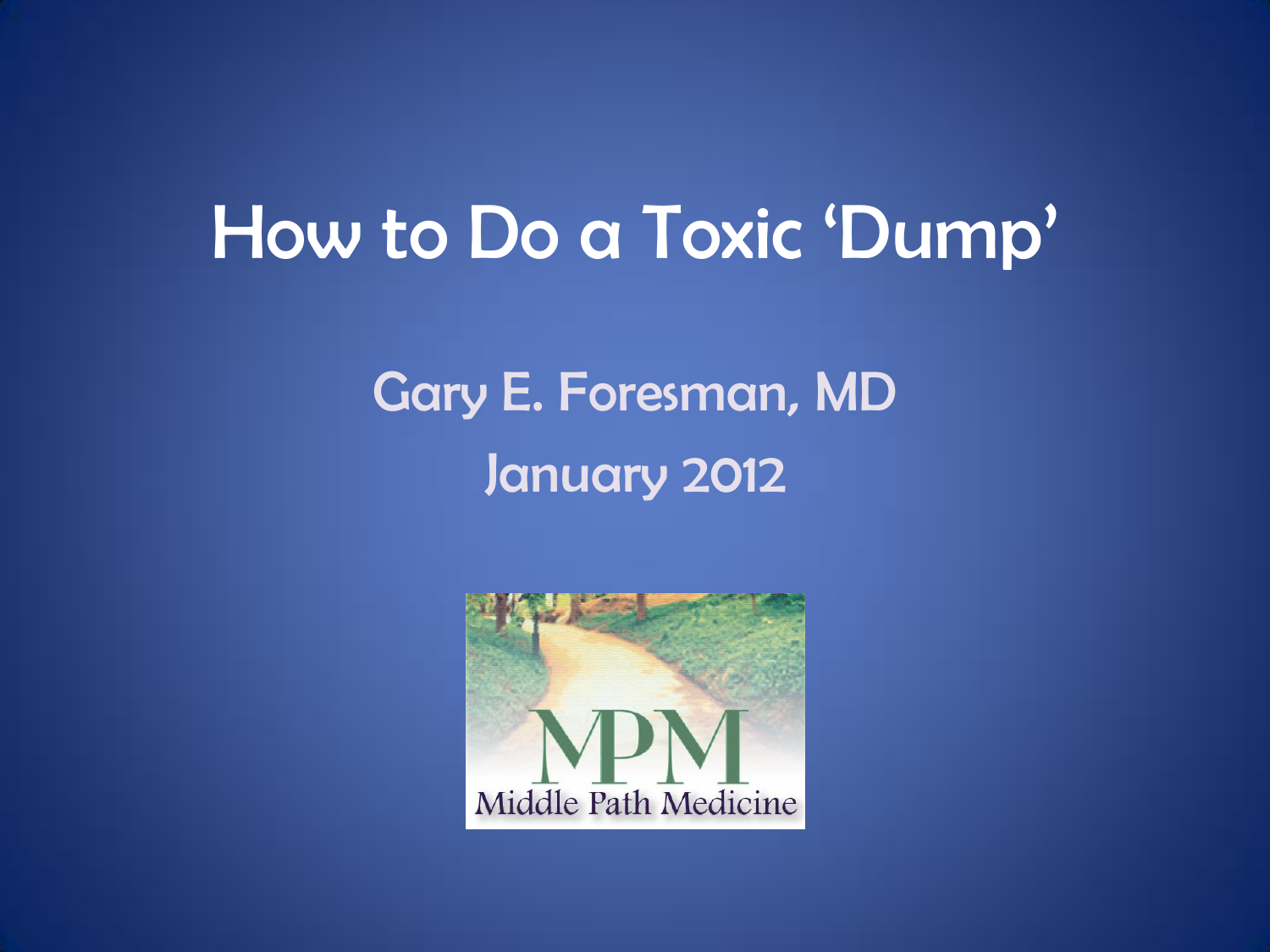# How to Do a Toxic 'Dump'

Gary E. Foresman, MD

January 2012

MPM

Middle Path Medicine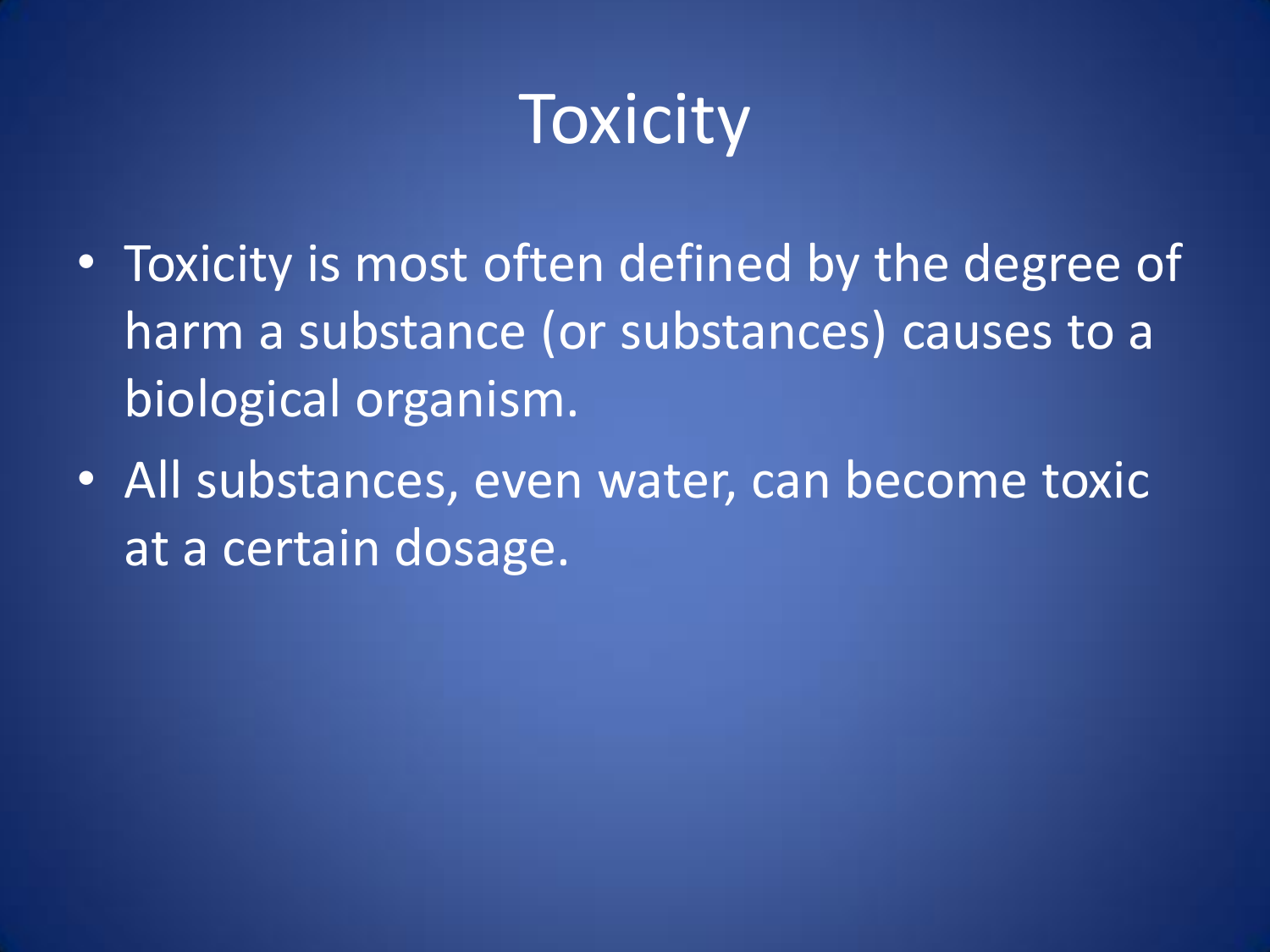# Toxicity

- Toxicity is most often defined by the degree of harm a substance (or substances) causes to a biological organism.
- All substances, even water, can become toxic at a certain dosage.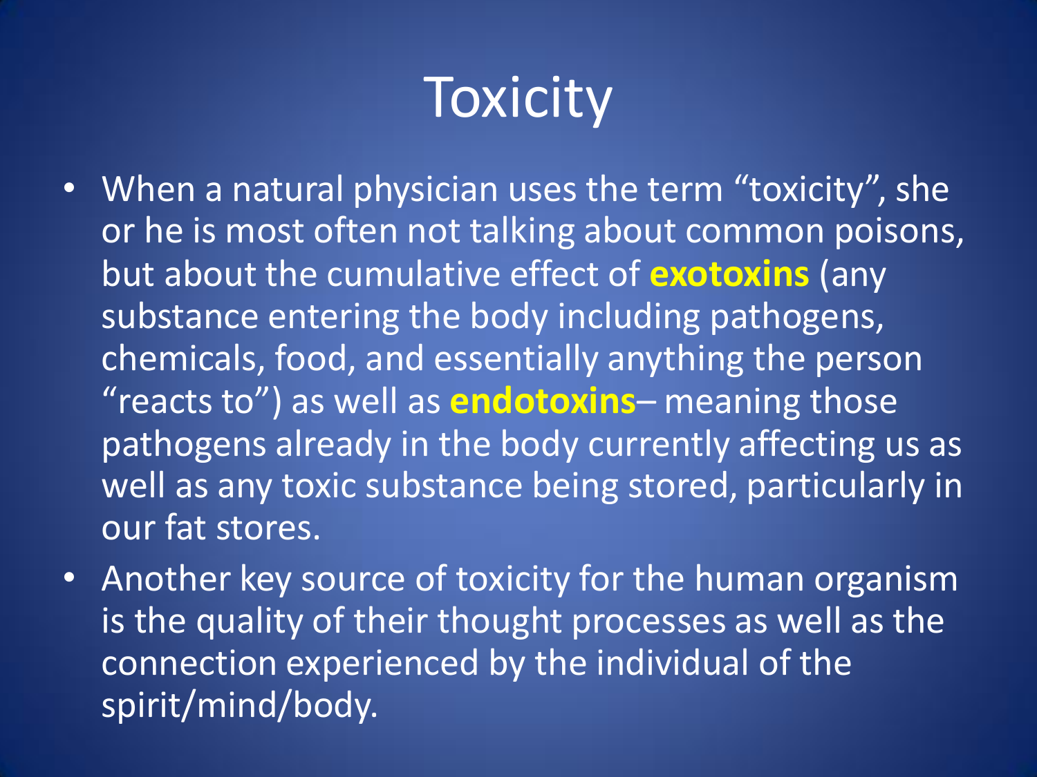# Toxicity

- When a natural physician uses the term "toxicity", she or he is most often not talking about common poisons, but about the cumulative effect of **exotoxins** (any substance entering the body including pathogens, chemicals, food, and essentially anything the person "reacts to") as well as **endotoxins**– meaning those pathogens already in the body currently affecting us as well as any toxic substance being stored, particularly in our fat stores.
- Another key source of toxicity for the human organism is the quality of their thought processes as well as the connection experienced by the individual of the spirit/mind/body.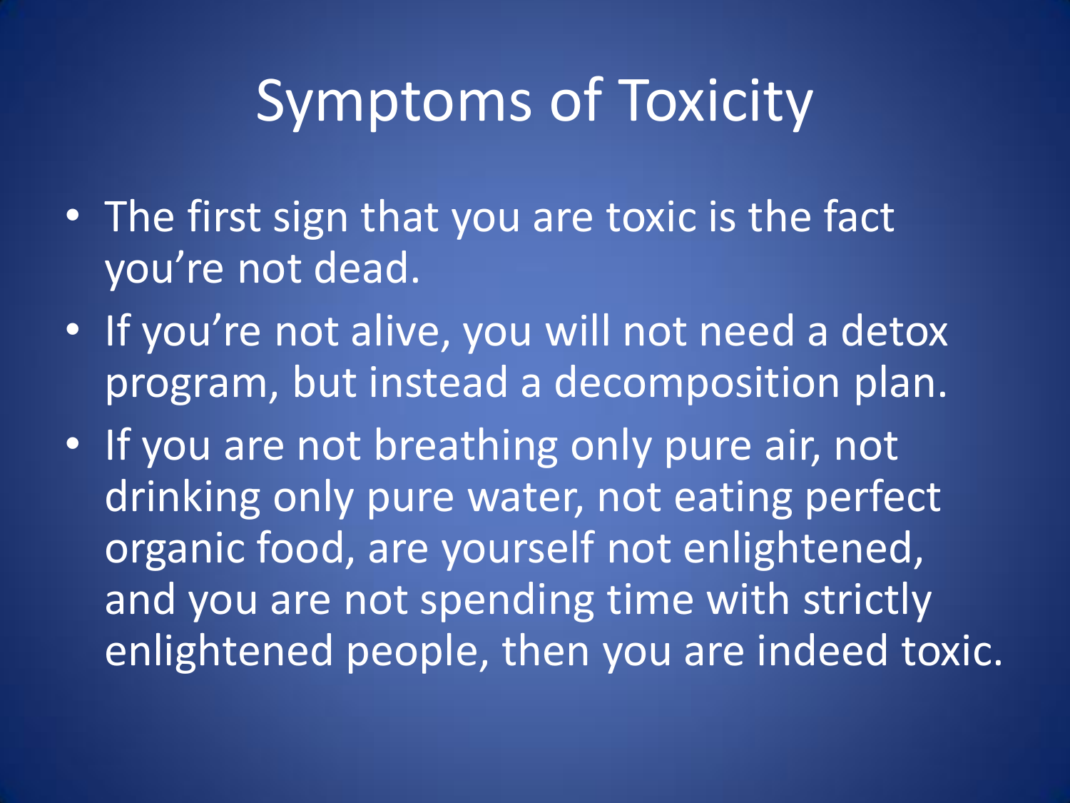# Symptoms of Toxicity

- The first sign that you are toxic is the fact you're not dead.
- If you're not alive, you will not need a detox program, but instead a decomposition plan.
- If you are not breathing only pure air, not drinking only pure water, not eating perfect organic food, are yourself not enlightened, and you are not spending time with strictly enlightened people, then you are indeed toxic.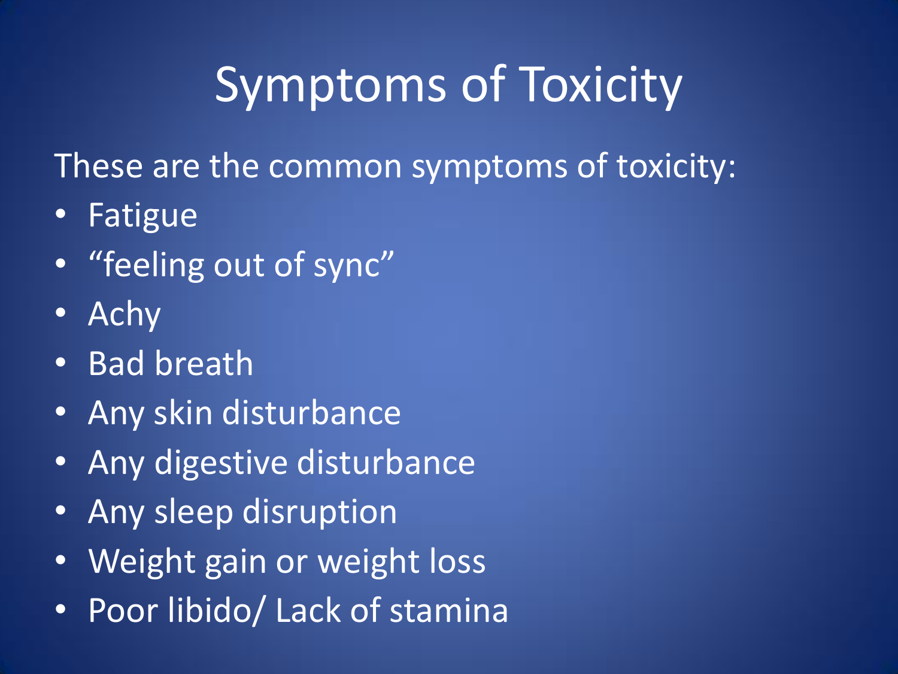# Symptoms of Toxicity

These are the common symptoms of toxicity:

- Fatigue
- “feeling out of sync”
- Achy
- Bad breath
- Any skin disturbance
- Any digestive disturbance
- Any sleep disruption
- Weight gain or weight loss
- Poor libido/ Lack of stamina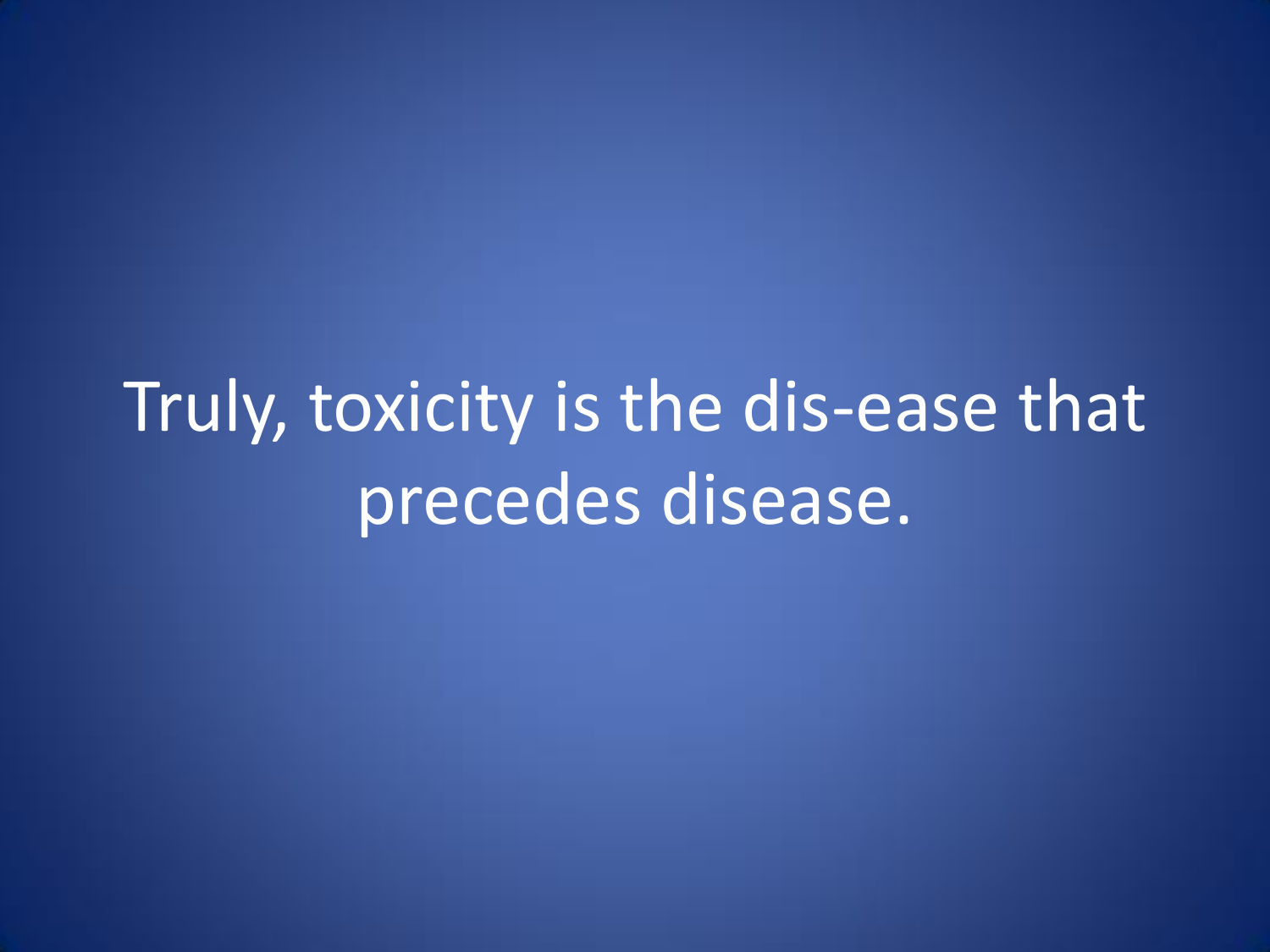Truly, toxicity is the dis-ease that precedes disease.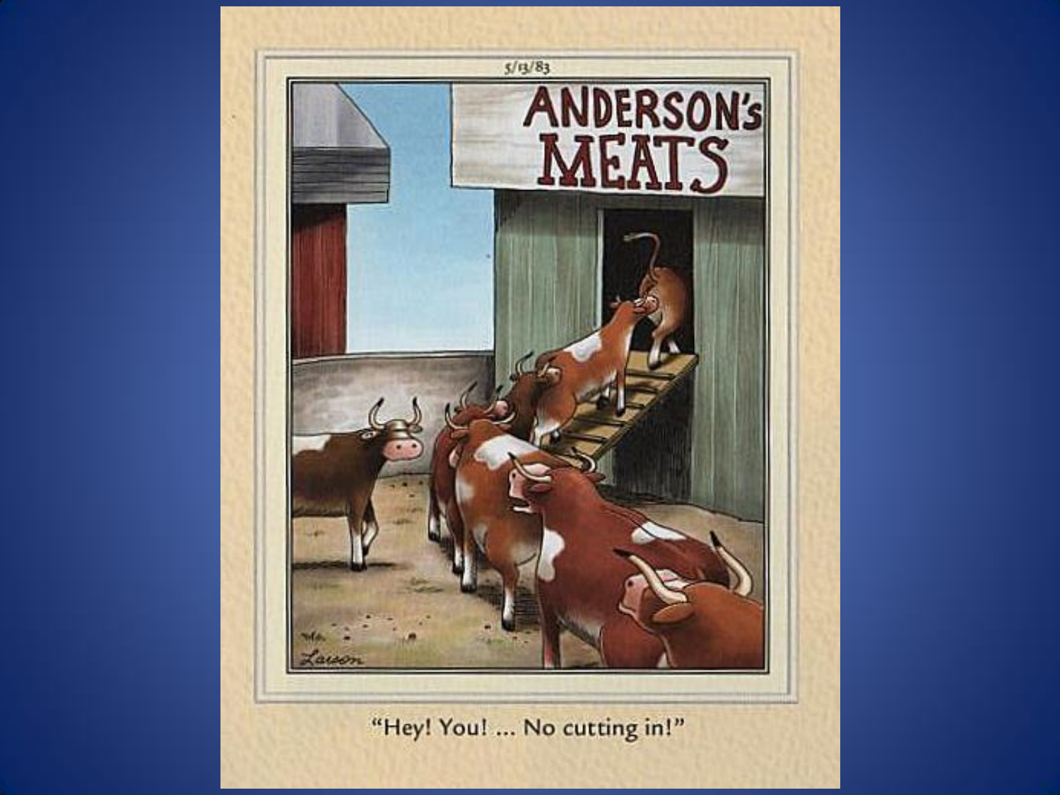5/13/83

ANDERSON's MEATS

"Hey! You! ... No cutting in!"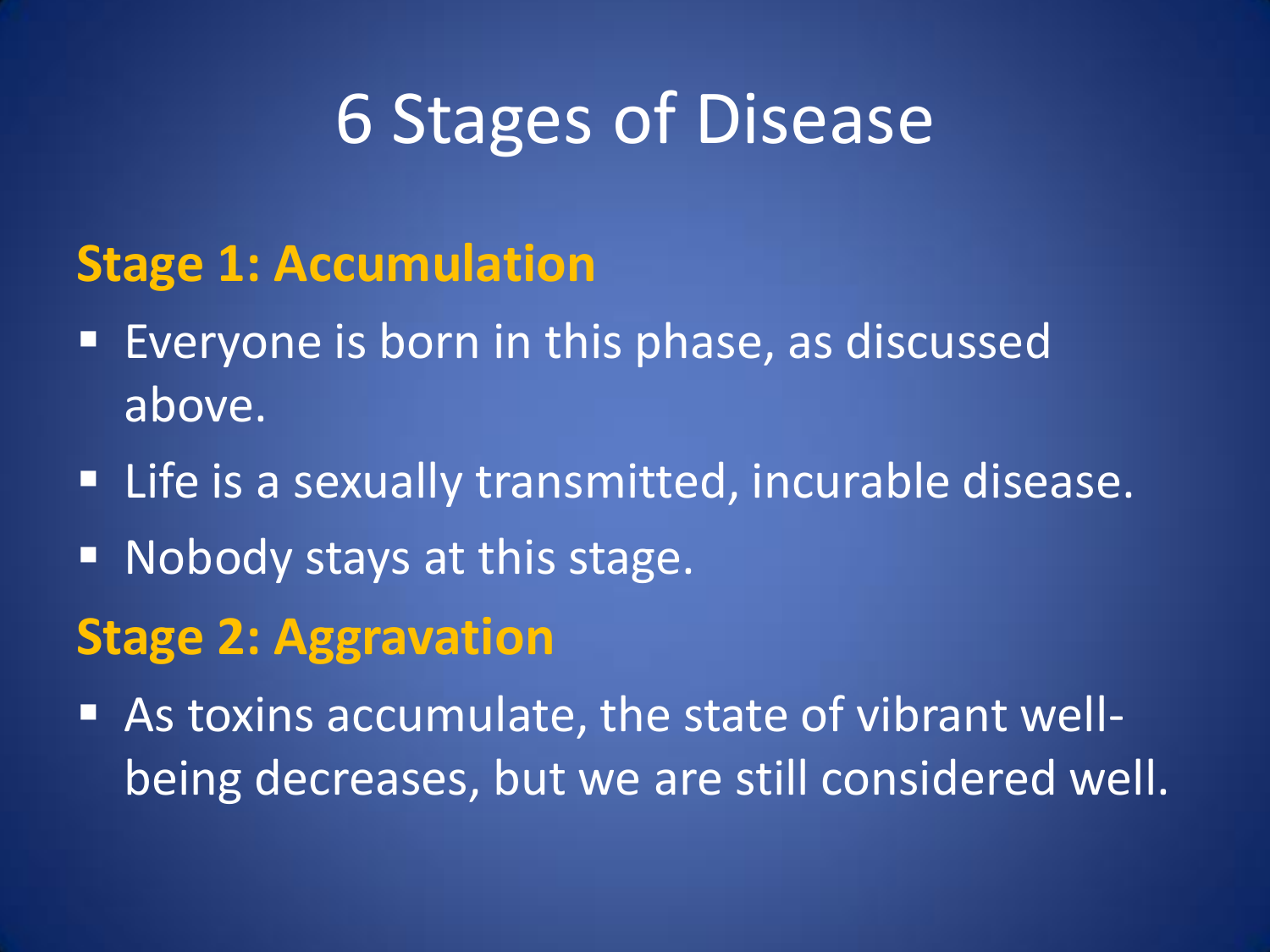# 6 Stages of Disease

## Stage 1: Accumulation

- Everyone is born in this phase, as discussed above.
- Life is a sexually transmitted, incurable disease.
- Nobody stays at this stage.

## Stage 2: Aggravation

- As toxins accumulate, the state of vibrant well-being decreases, but we are still considered well.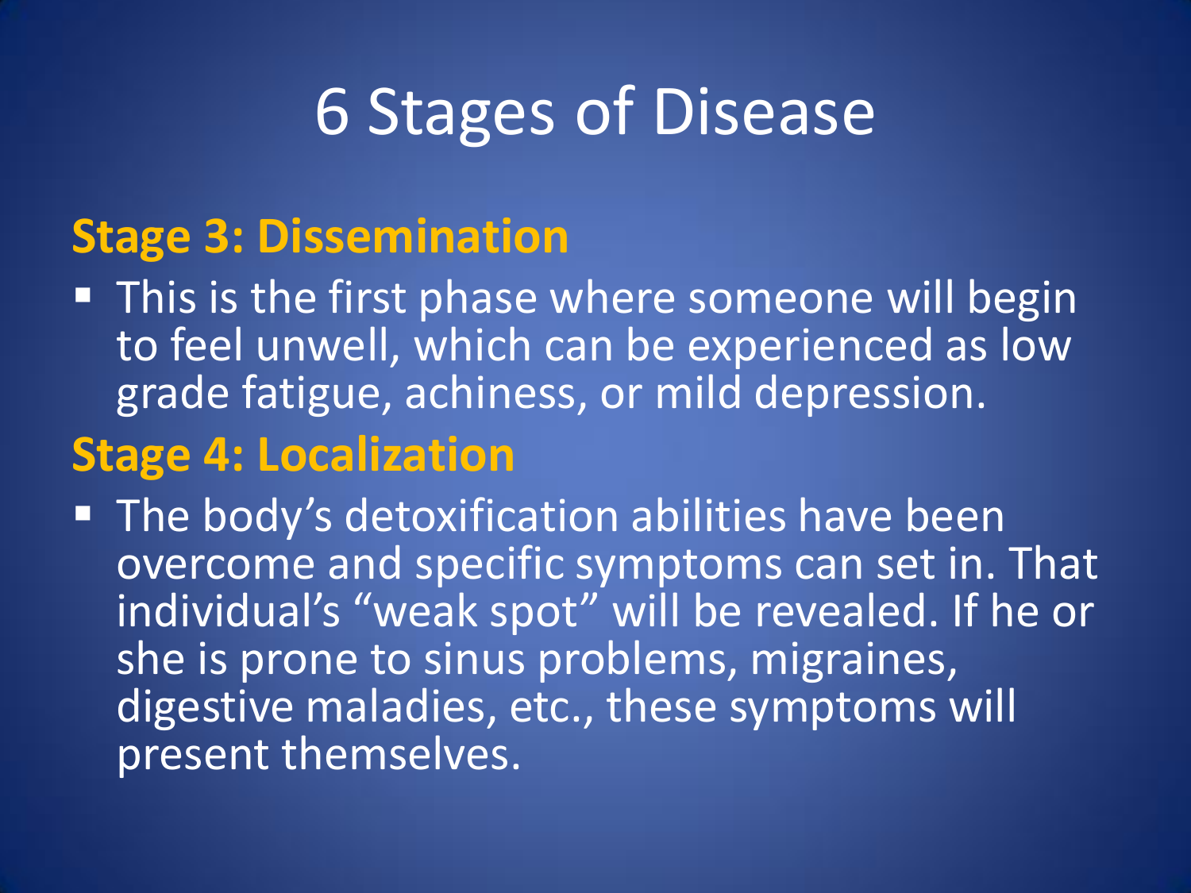# 6 Stages of Disease

## Stage 3: Dissemination

- This is the first phase where someone will begin to feel unwell, which can be experienced as low grade fatigue, achiness, or mild depression.

## Stage 4: Localization

- The body’s detoxification abilities have been overcome and specific symptoms can set in. That individual’s “weak spot” will be revealed. If he or she is prone to sinus problems, migraines, digestive maladies, etc., these symptoms will present themselves.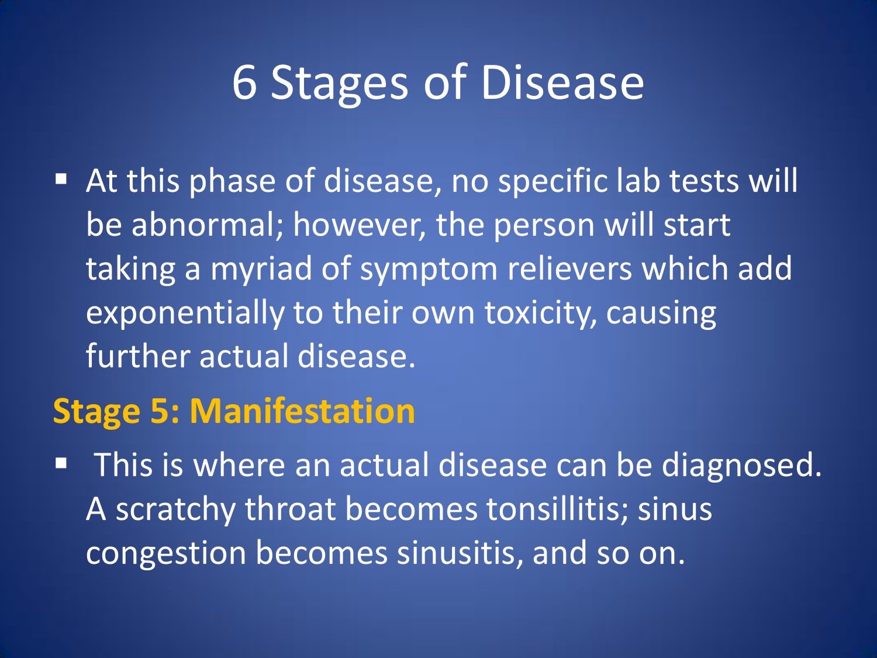# 6 Stages of Disease

- At this phase of disease, no specific lab tests will be abnormal; however, the person will start taking a myriad of symptom relievers which add exponentially to their own toxicity, causing further actual disease.

**Stage 5: Manifestation**

- This is where an actual disease can be diagnosed. A scratchy throat becomes tonsillitis; sinus congestion becomes sinusitis, and so on.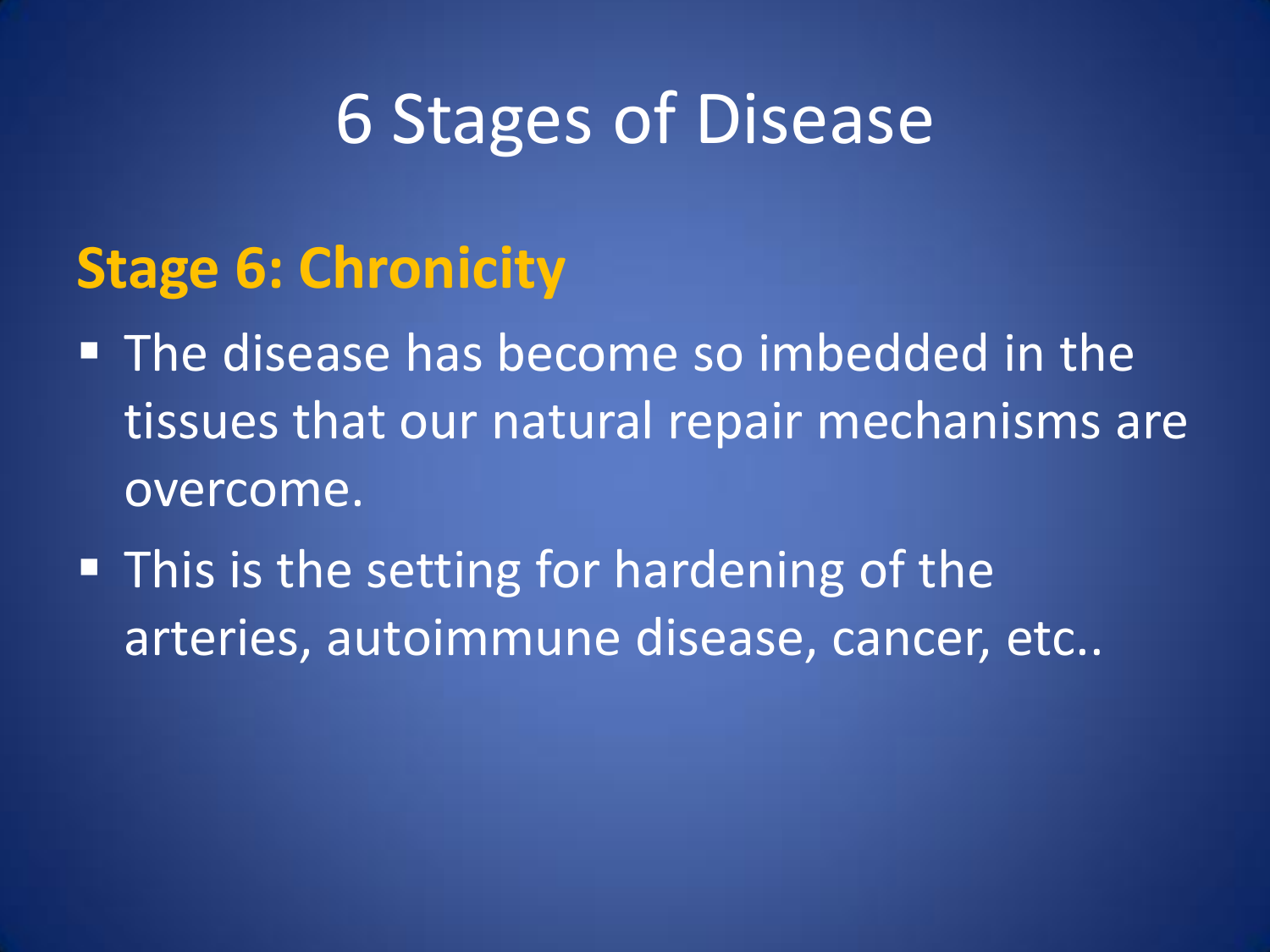# 6 Stages of Disease

## Stage 6: Chronicity

- The disease has become so imbedded in the tissues that our natural repair mechanisms are overcome.
- This is the setting for hardening of the arteries, autoimmune disease, cancer, etc..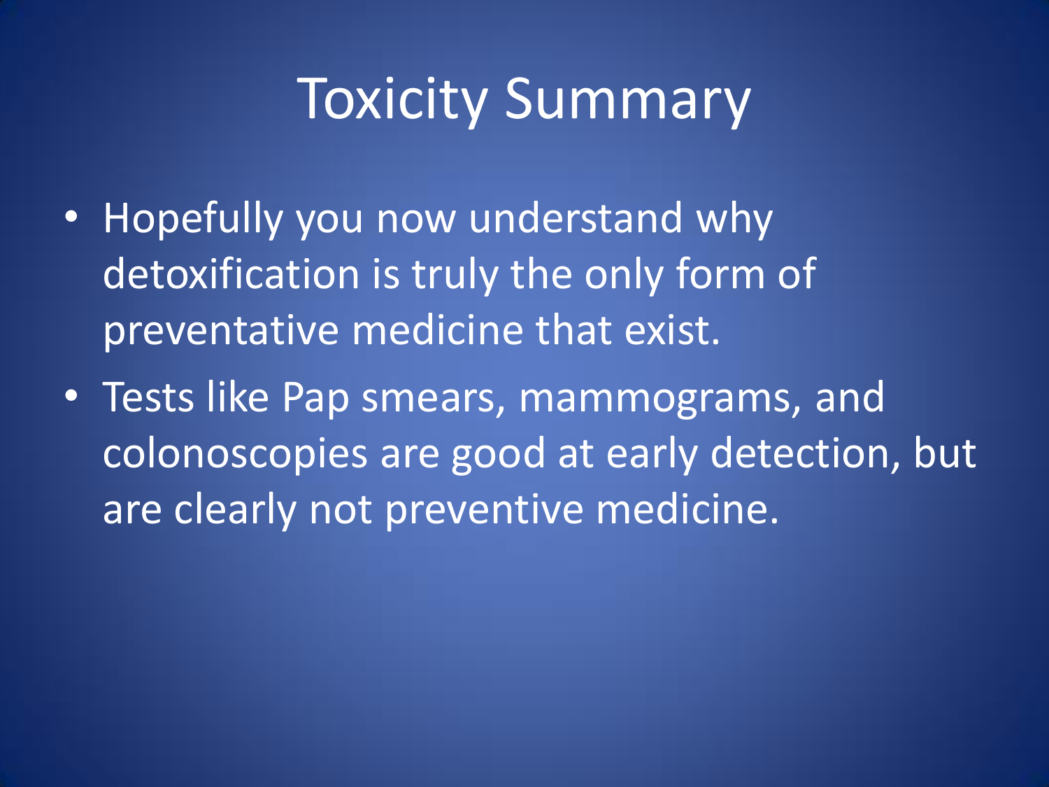# Toxicity Summary

- Hopefully you now understand why detoxification is truly the only form of preventative medicine that exist.
- Tests like Pap smears, mammograms, and colonoscopies are good at early detection, but are clearly not preventive medicine.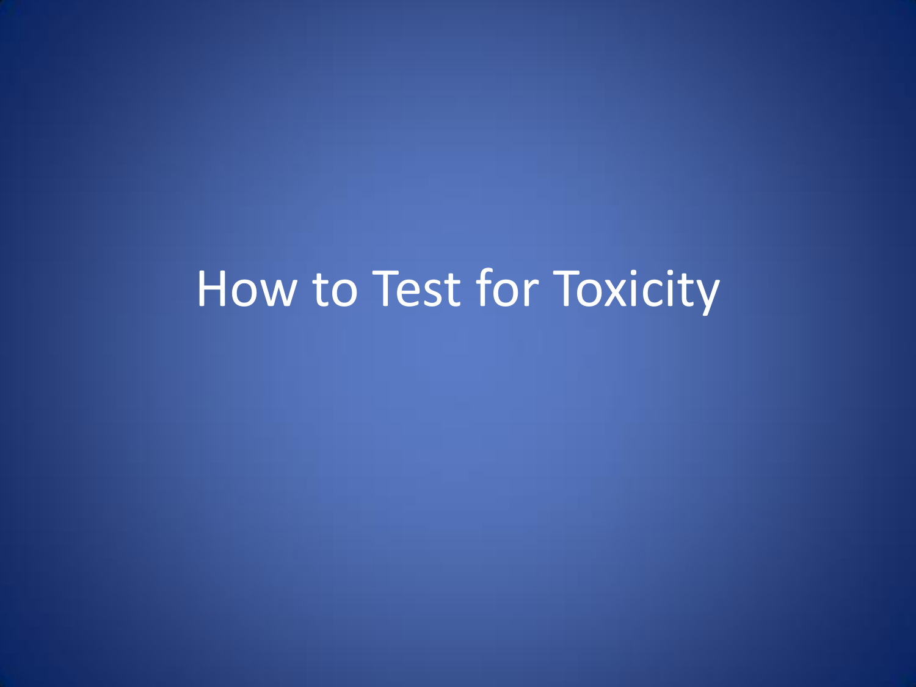# How to Test for Toxicity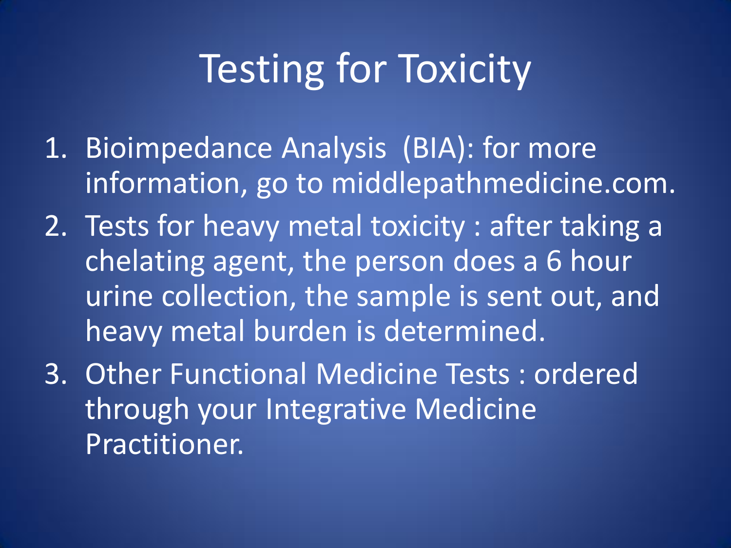# Testing for Toxicity

1. Bioimpedance Analysis (BIA): for more information, go to middlepathmedicine.com.
2. Tests for heavy metal toxicity : after taking a chelating agent, the person does a 6 hour urine collection, the sample is sent out, and heavy metal burden is determined.
3. Other Functional Medicine Tests : ordered through your Integrative Medicine Practitioner.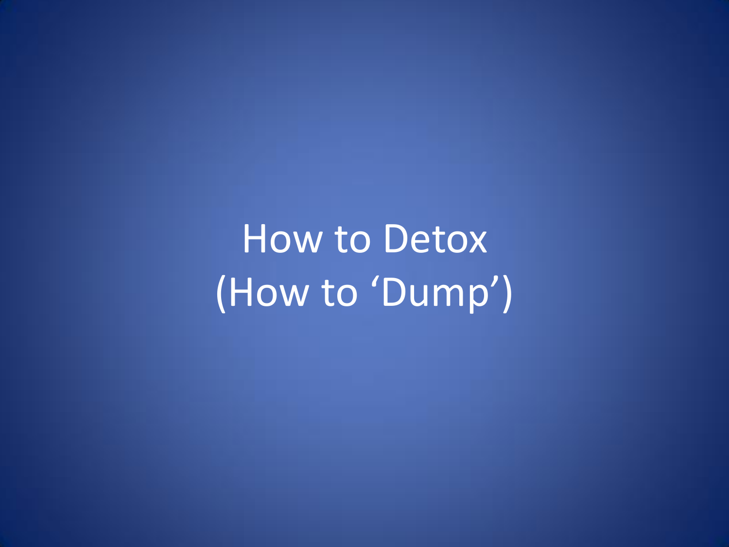# How to Detox
# (How to ‘Dump’)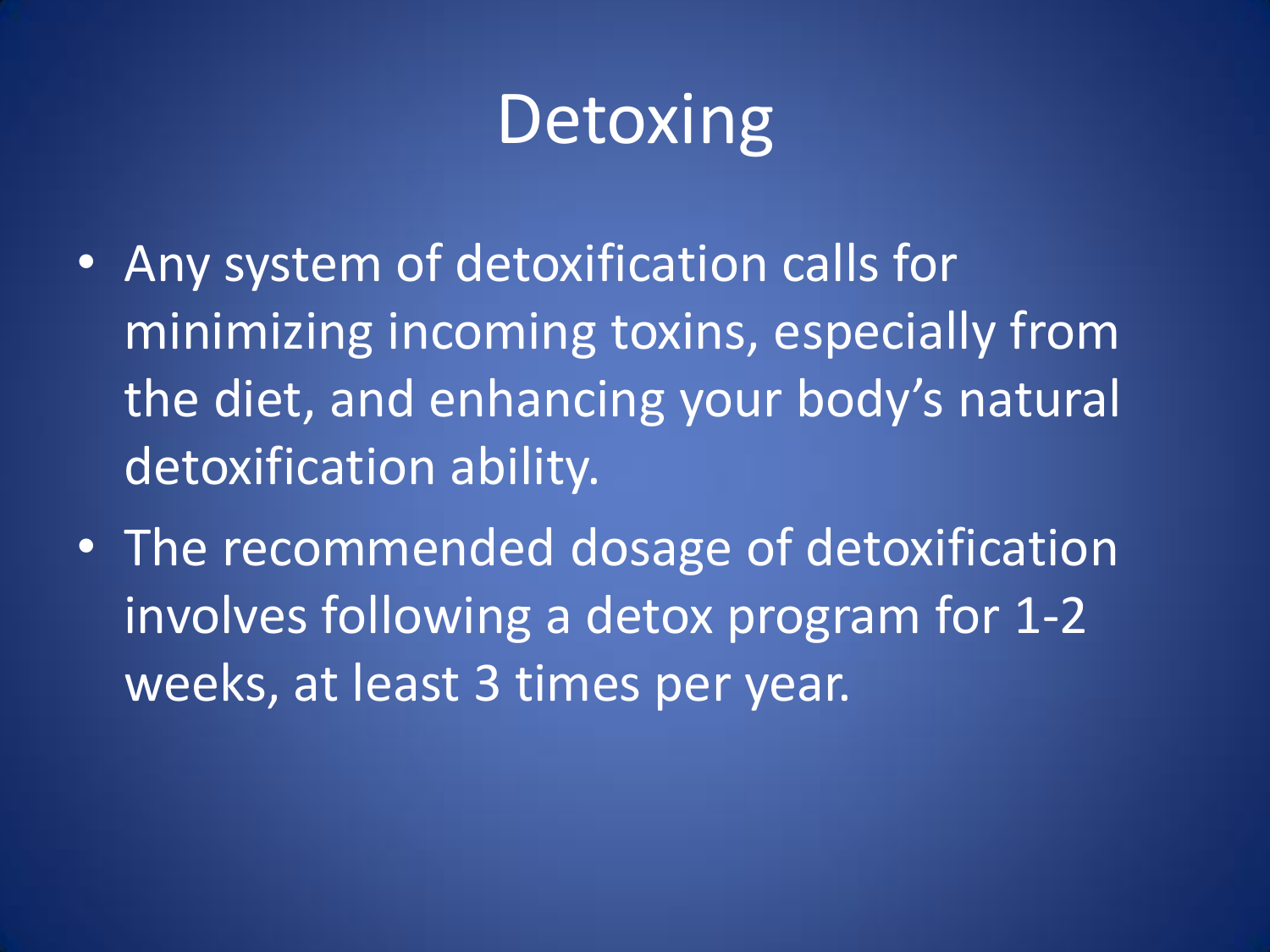# Detoxing

- Any system of detoxification calls for minimizing incoming toxins, especially from the diet, and enhancing your body's natural detoxification ability.
- The recommended dosage of detoxification involves following a detox program for 1-2 weeks, at least 3 times per year.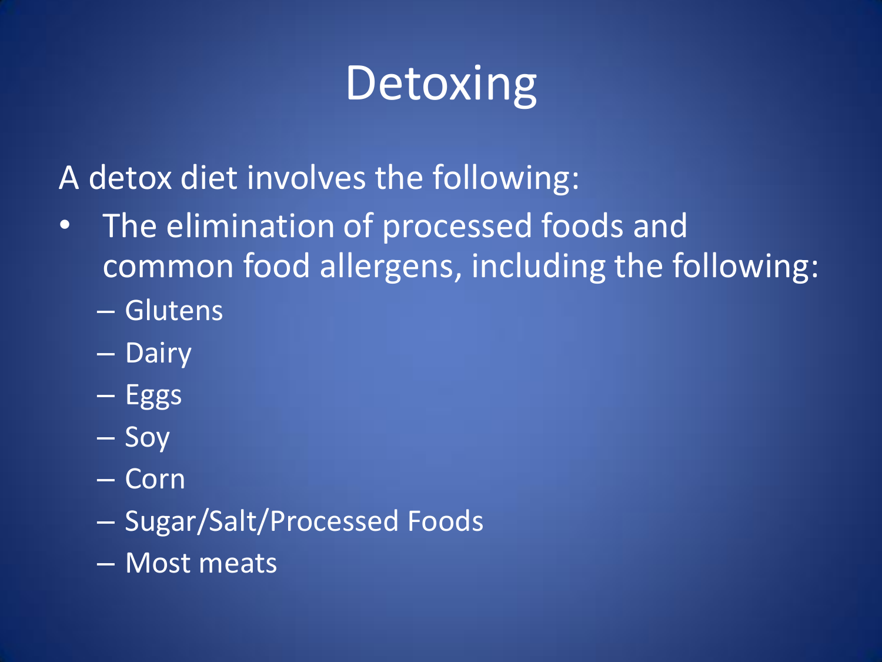# Detoxing

A detox diet involves the following:

- The elimination of processed foods and common food allergens, including the following:
  - Glutens
  - Dairy
  - Eggs
  - Soy
  - Corn
  - Sugar/Salt/Processed Foods
  - Most meats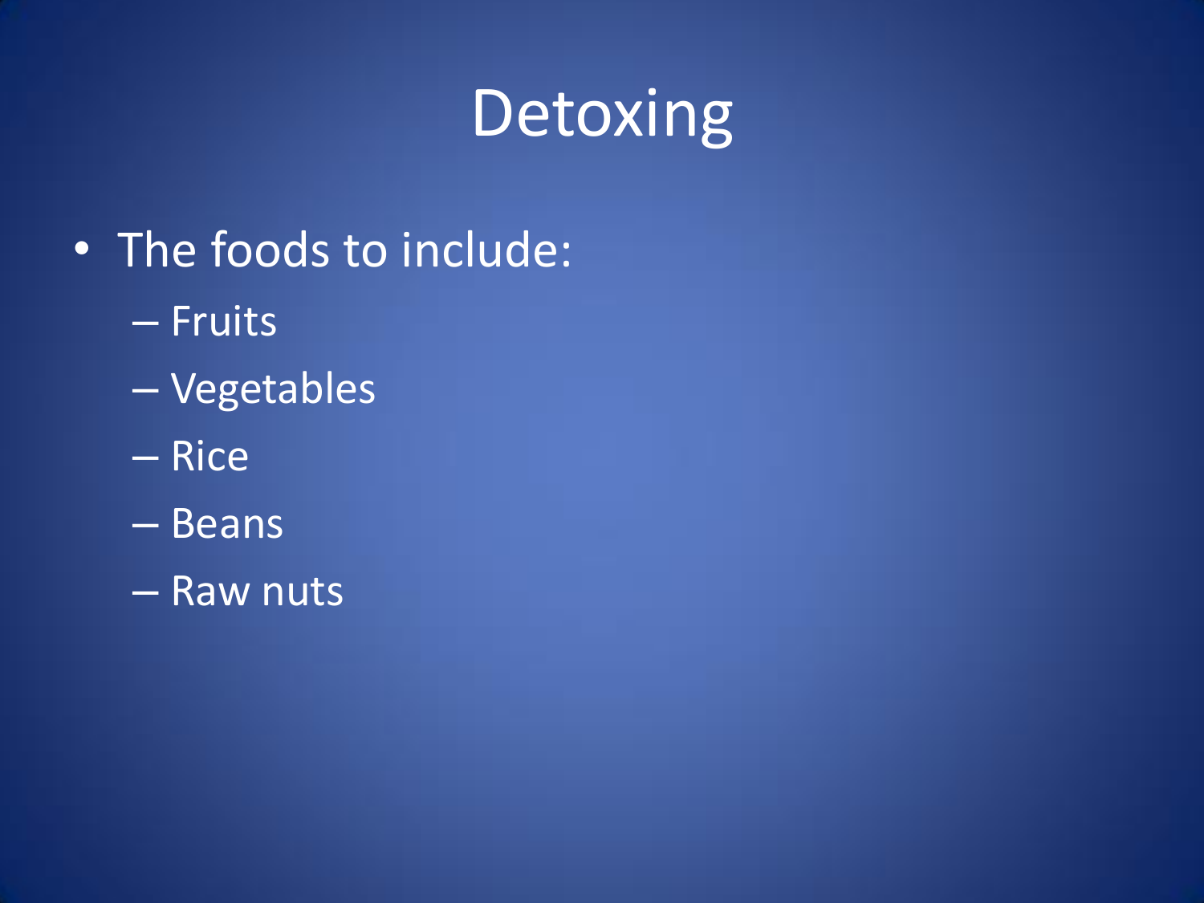# Detoxing

- The foods to include:
  - Fruits
  - Vegetables
  - Rice
  - Beans
  - Raw nuts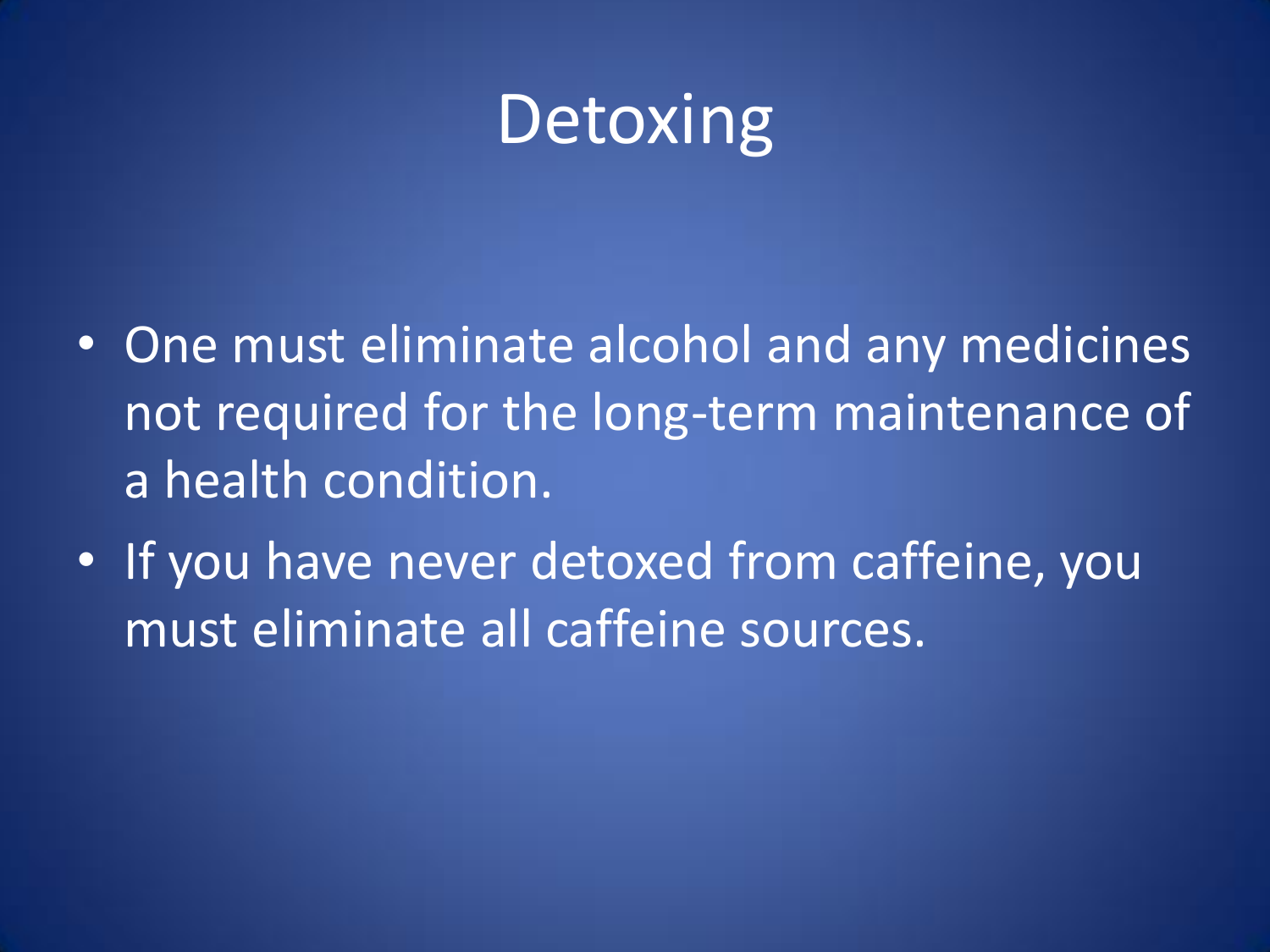# Detoxing

- One must eliminate alcohol and any medicines not required for the long-term maintenance of a health condition.
- If you have never detoxed from caffeine, you must eliminate all caffeine sources.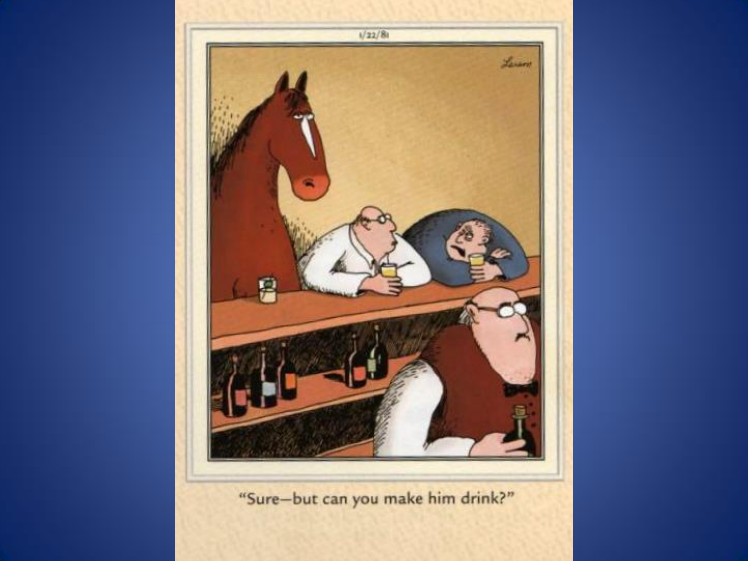“Sure—but can you make him drink?”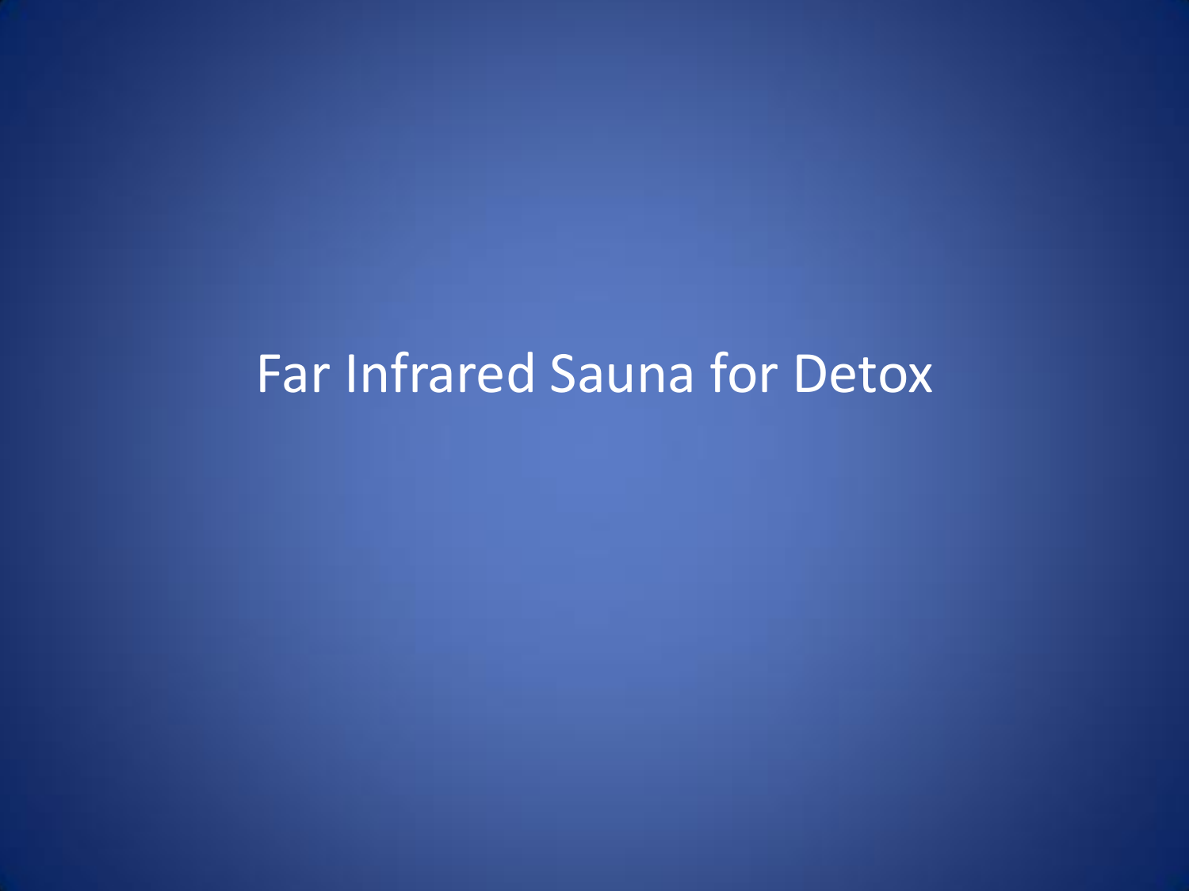# Far Infrared Sauna for Detox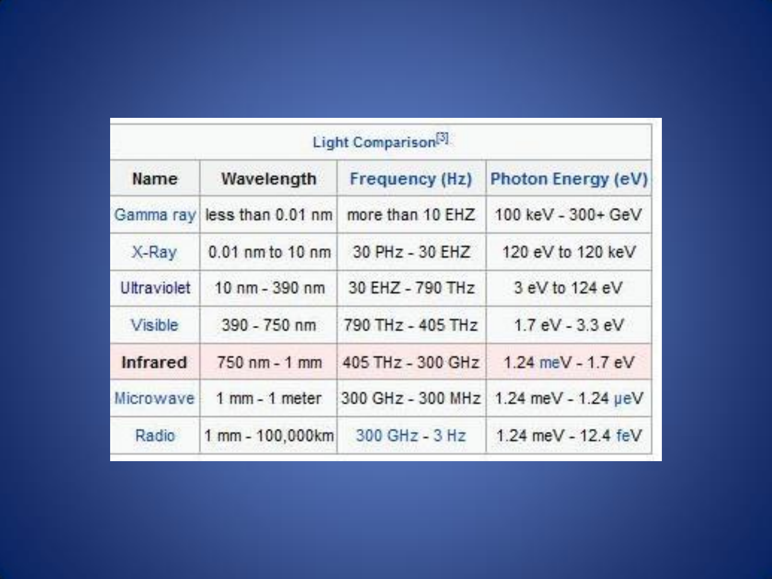| Light Comparison[3] | | | |
|---|---|---|---|
| **Name** | **Wavelength** | **Frequency (Hz)** | **Photon Energy (eV)** |
| Gamma ray | less than 0.01 nm | more than 10 EHZ | 100 keV - 300+ GeV |
| X-Ray | 0.01 nm to 10 nm | 30 PHz - 30 EHZ | 120 eV to 120 keV |
| Ultraviolet | 10 nm - 390 nm | 30 EHZ - 790 THz | 3 eV to 124 eV |
| Visible | 390 - 750 nm | 790 THz - 405 THz | 1.7 eV - 3.3 eV |
| **Infrared** | 750 nm - 1 mm | 405 THz - 300 GHz | 1.24 meV - 1.7 eV |
| Microwave | 1 mm - 1 meter | 300 GHz - 300 MHz | 1.24 meV - 1.24 µeV |
| Radio | 1 mm - 100,000km | 300 GHz - 3 Hz | 1.24 meV - 12.4 feV |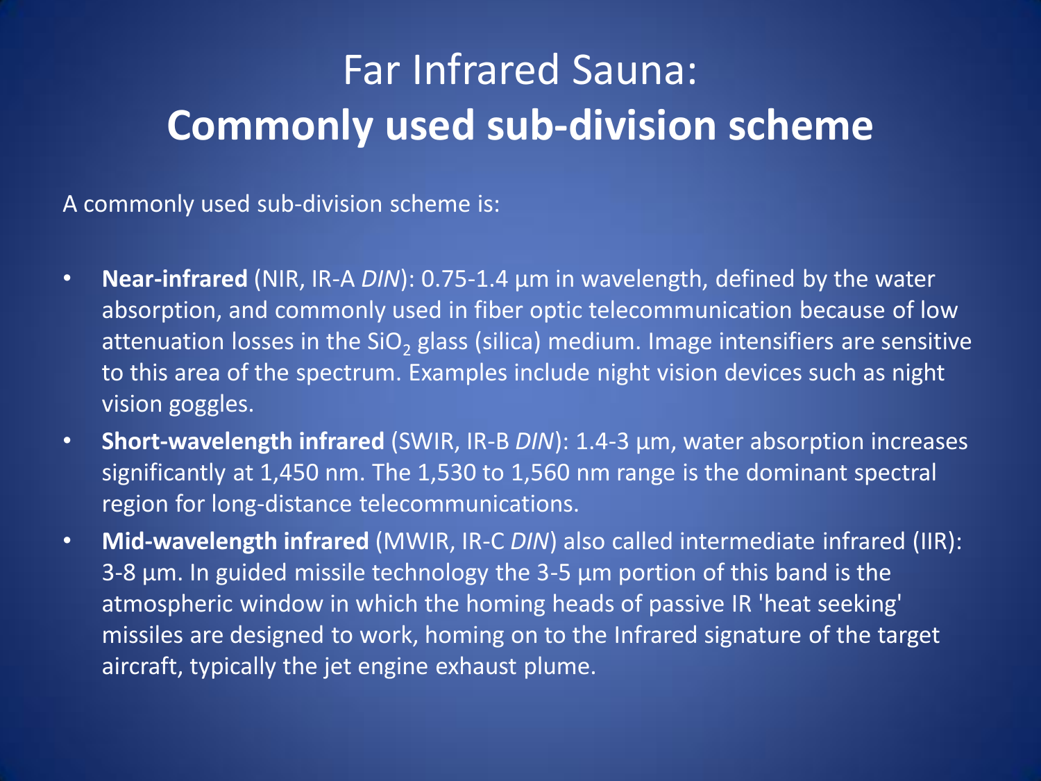# Far Infrared Sauna:
# **Commonly used sub-division scheme**

A commonly used sub-division scheme is:

- **Near-infrared** (NIR, IR-A *DIN*): 0.75-1.4 µm in wavelength, defined by the water absorption, and commonly used in fiber optic telecommunication because of low attenuation losses in the $SiO_2$ glass (silica) medium. Image intensifiers are sensitive to this area of the spectrum. Examples include night vision devices such as night vision goggles.
- **Short-wavelength infrared** (SWIR, IR-B *DIN*): 1.4-3 µm, water absorption increases significantly at 1,450 nm. The 1,530 to 1,560 nm range is the dominant spectral region for long-distance telecommunications.
- **Mid-wavelength infrared** (MWIR, IR-C *DIN*) also called intermediate infrared (IIR): 3-8 µm. In guided missile technology the 3-5 µm portion of this band is the atmospheric window in which the homing heads of passive IR 'heat seeking' missiles are designed to work, homing on to the Infrared signature of the target aircraft, typically the jet engine exhaust plume.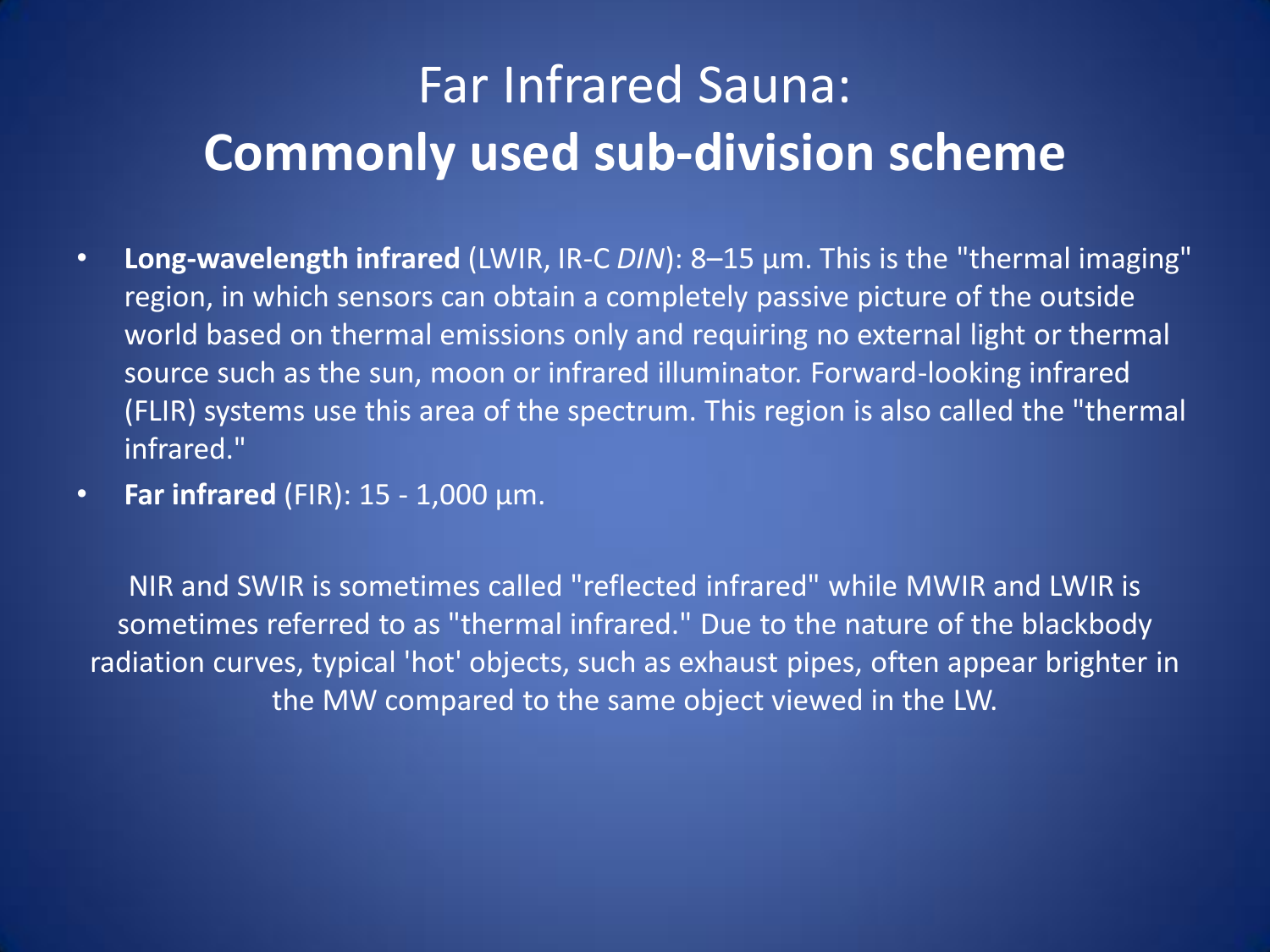# Far Infrared Sauna:
# **Commonly used sub-division scheme**

- **Long-wavelength infrared** (LWIR, IR-C *DIN*): 8–15 µm. This is the "thermal imaging" region, in which sensors can obtain a completely passive picture of the outside world based on thermal emissions only and requiring no external light or thermal source such as the sun, moon or infrared illuminator. Forward-looking infrared (FLIR) systems use this area of the spectrum. This region is also called the "thermal infrared."
- **Far infrared** (FIR): 15 - 1,000 µm.

NIR and SWIR is sometimes called "reflected infrared" while MWIR and LWIR is sometimes referred to as "thermal infrared." Due to the nature of the blackbody radiation curves, typical 'hot' objects, such as exhaust pipes, often appear brighter in the MW compared to the same object viewed in the LW.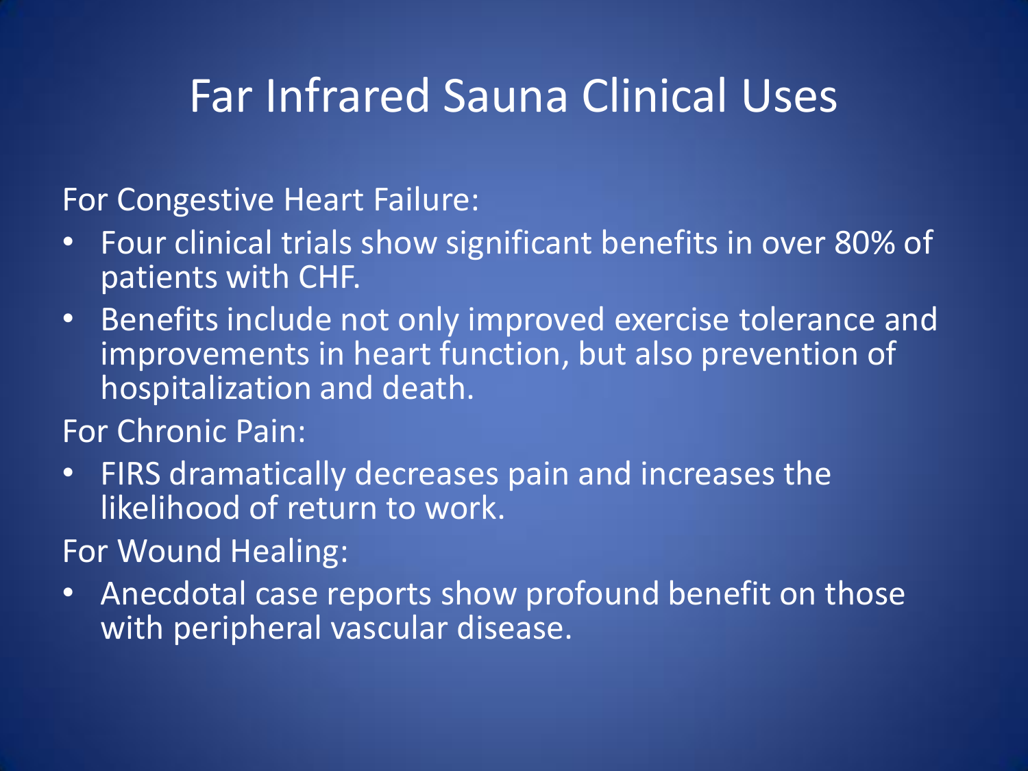# Far Infrared Sauna Clinical Uses

For Congestive Heart Failure:

- Four clinical trials show significant benefits in over 80% of patients with CHF.
- Benefits include not only improved exercise tolerance and improvements in heart function, but also prevention of hospitalization and death.

For Chronic Pain:

- FIRS dramatically decreases pain and increases the likelihood of return to work.

For Wound Healing:

- Anecdotal case reports show profound benefit on those with peripheral vascular disease.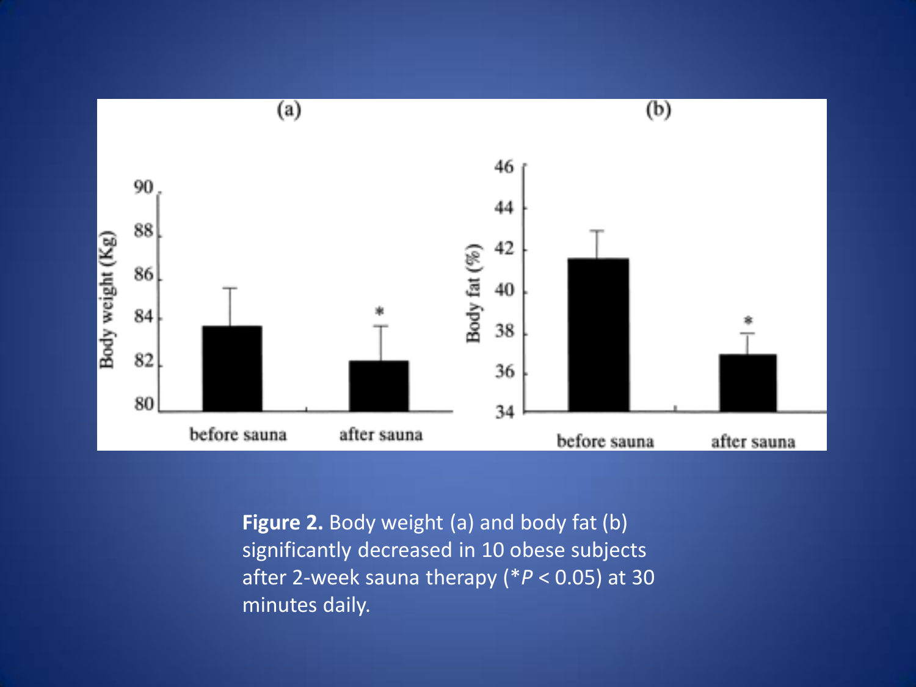**Figure 2.** Body weight (a) and body fat (b) significantly decreased in 10 obese subjects after 2-week sauna therapy (*$P < 0.05$) at 30 minutes daily.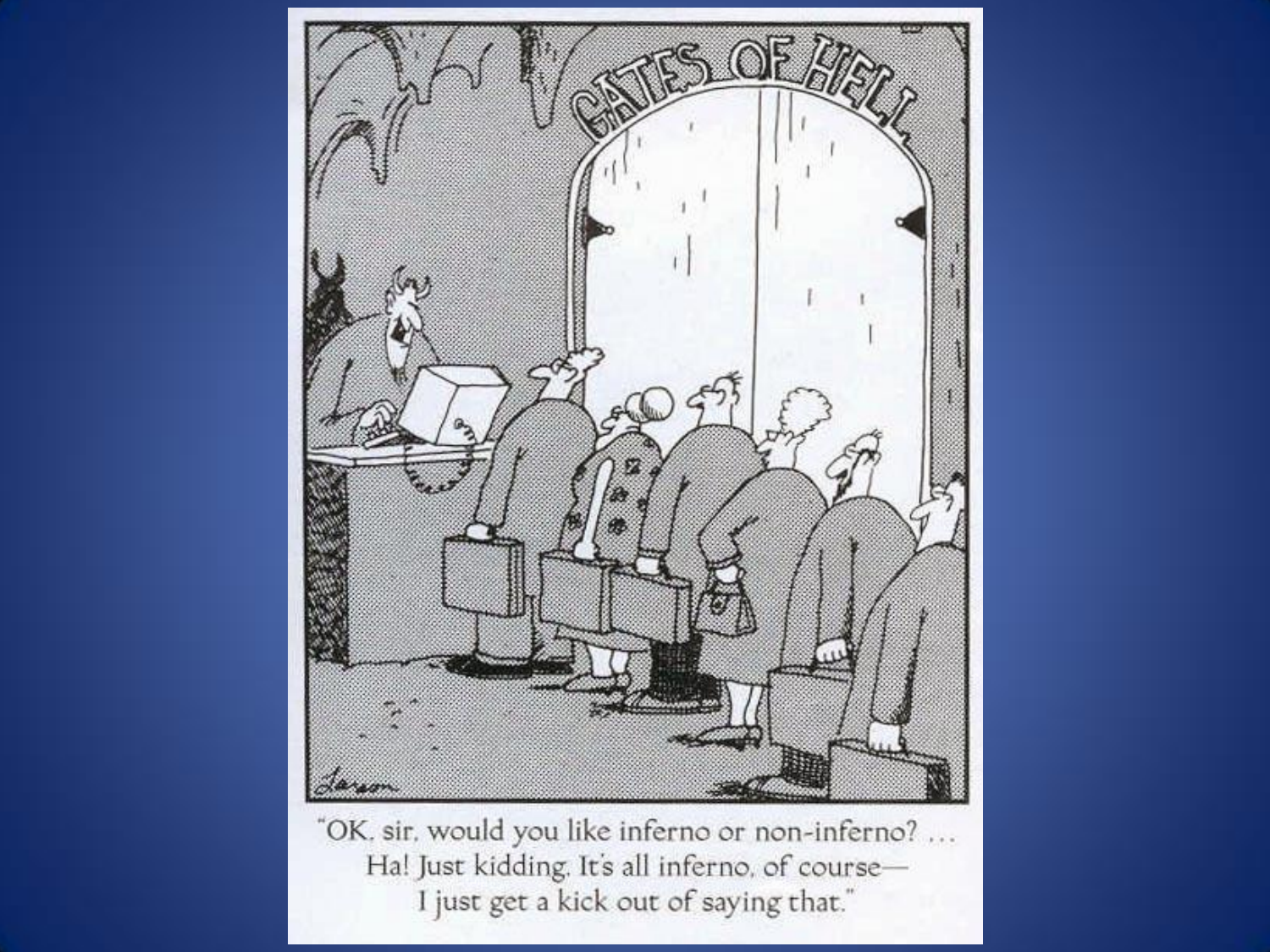"OK, sir, would you like inferno or non-inferno? … Ha! Just kidding. It's all inferno, of course—I just get a kick out of saying that."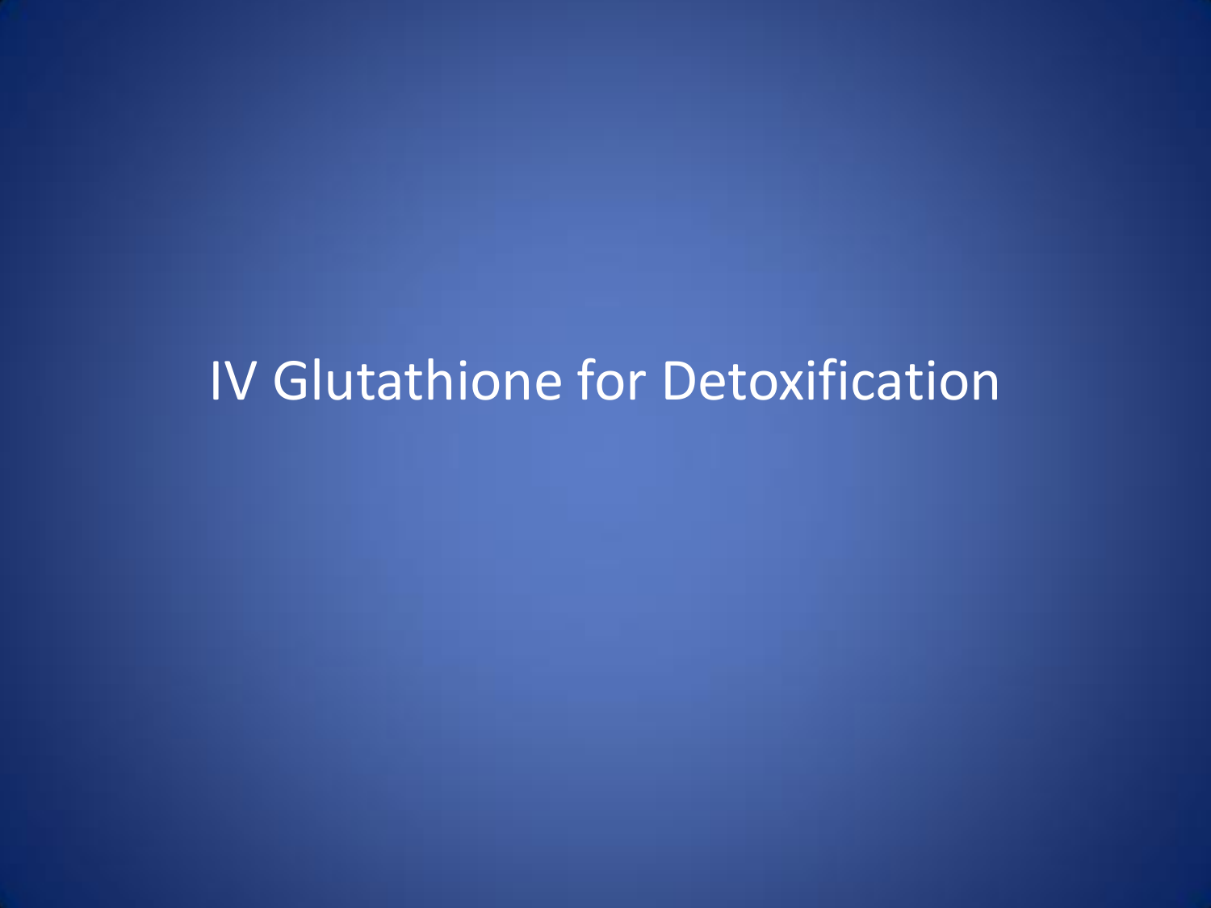# IV Glutathione for Detoxification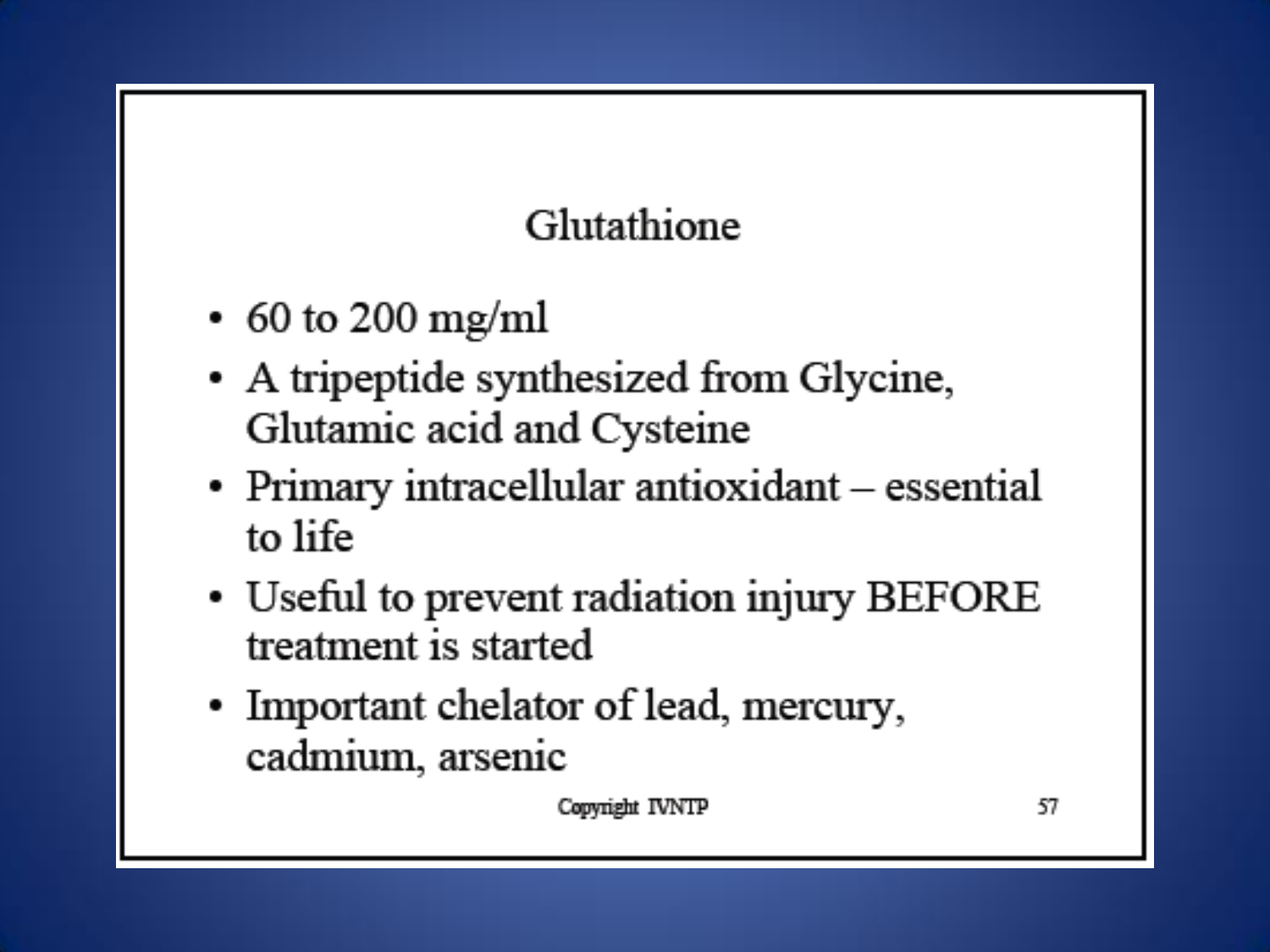# Glutathione

- 60 to 200 mg/ml
- A tripeptide synthesized from Glycine, Glutamic acid and Cysteine
- Primary intracellular antioxidant – essential to life
- Useful to prevent radiation injury BEFORE treatment is started
- Important chelator of lead, mercury, cadmium, arsenic

Copyright IVNTP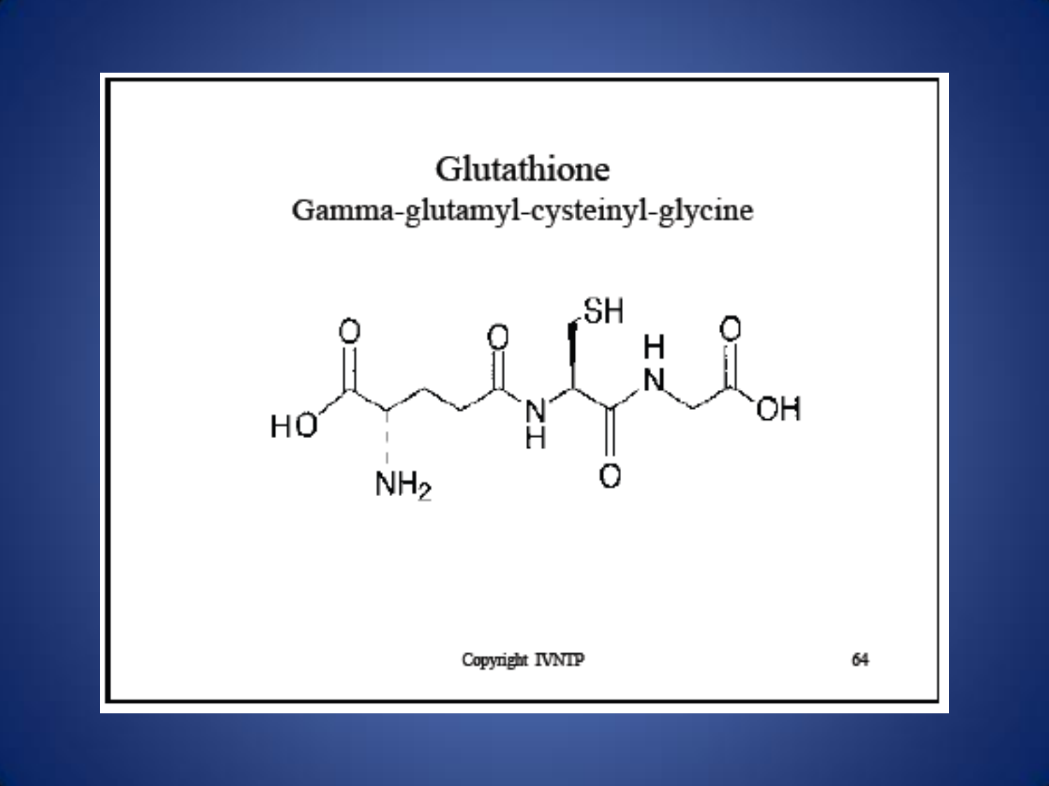# Glutathione

## Gamma-glutamyl-cysteinyl-glycine

Copyright IVNTP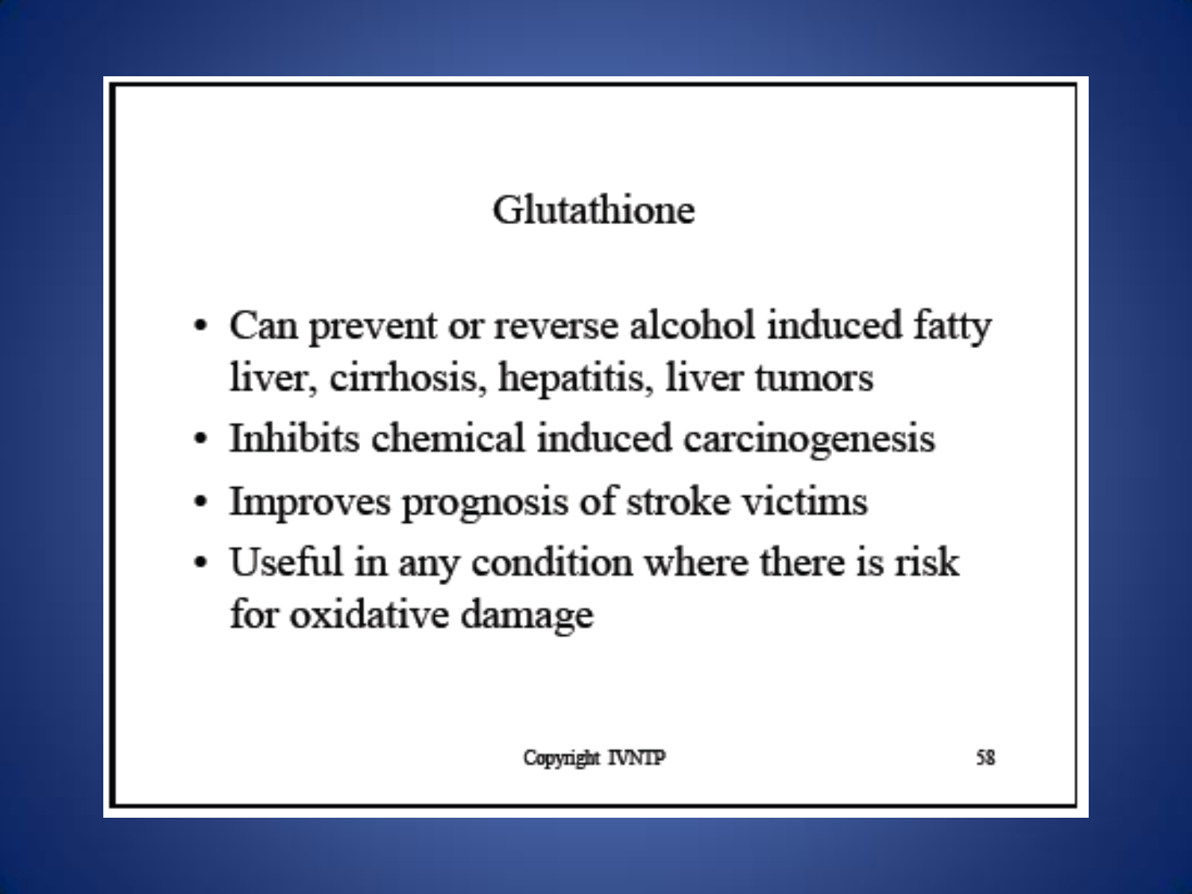# Glutathione

- Can prevent or reverse alcohol induced fatty liver, cirrhosis, hepatitis, liver tumors
- Inhibits chemical induced carcinogenesis
- Improves prognosis of stroke victims
- Useful in any condition where there is risk for oxidative damage

Copyright IVNTP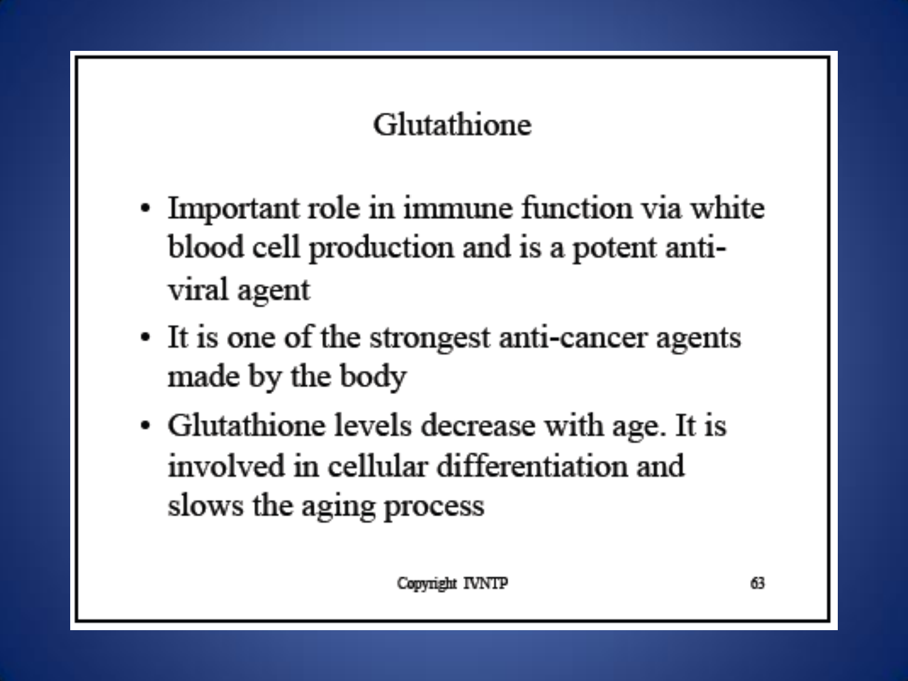## Glutathione

- Important role in immune function via white blood cell production and is a potent anti-viral agent
- It is one of the strongest anti-cancer agents made by the body
- Glutathione levels decrease with age. It is involved in cellular differentiation and slows the aging process

Copyright IVNTP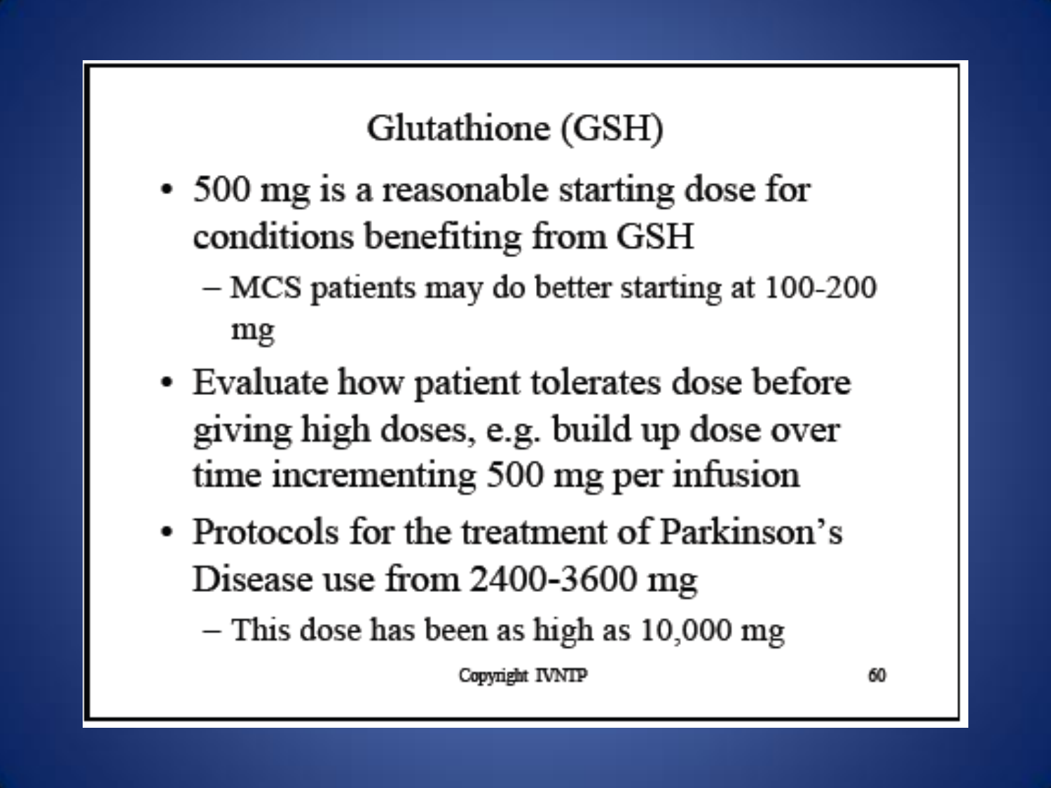# Glutathione (GSH)

- 500 mg is a reasonable starting dose for conditions benefiting from GSH
  - MCS patients may do better starting at 100-200 mg
- Evaluate how patient tolerates dose before giving high doses, e.g. build up dose over time incrementing 500 mg per infusion
- Protocols for the treatment of Parkinson's Disease use from 2400-3600 mg
  - This dose has been as high as 10,000 mg

Copyright IVNTP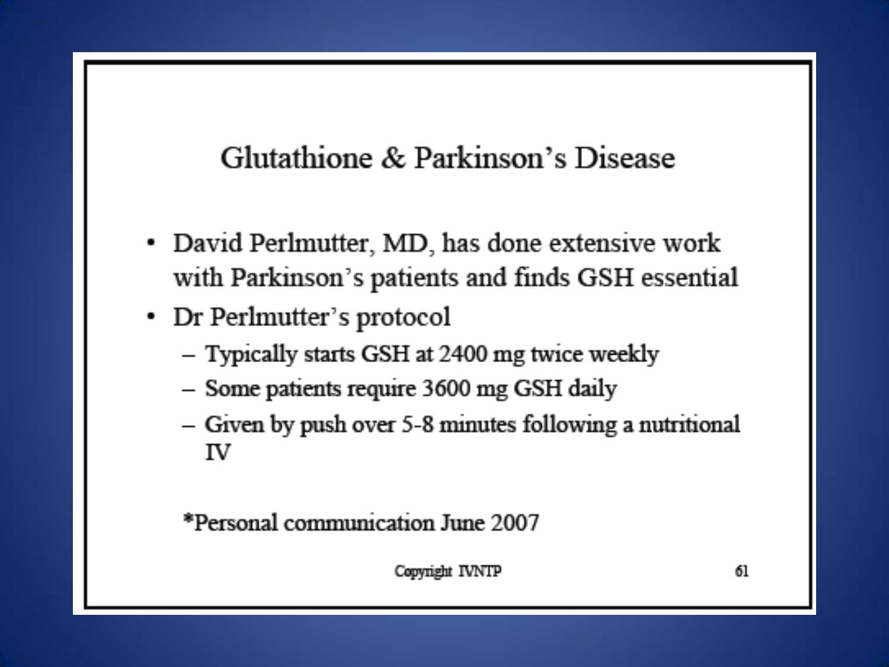# Glutathione & Parkinson's Disease

- David Perlmutter, MD, has done extensive work with Parkinson's patients and finds GSH essential
- Dr Perlmutter's protocol
  - Typically starts GSH at 2400 mg twice weekly
  - Some patients require 3600 mg GSH daily
  - Given by push over 5-8 minutes following a nutritional IV

*Personal communication June 2007

Copyright IVNTP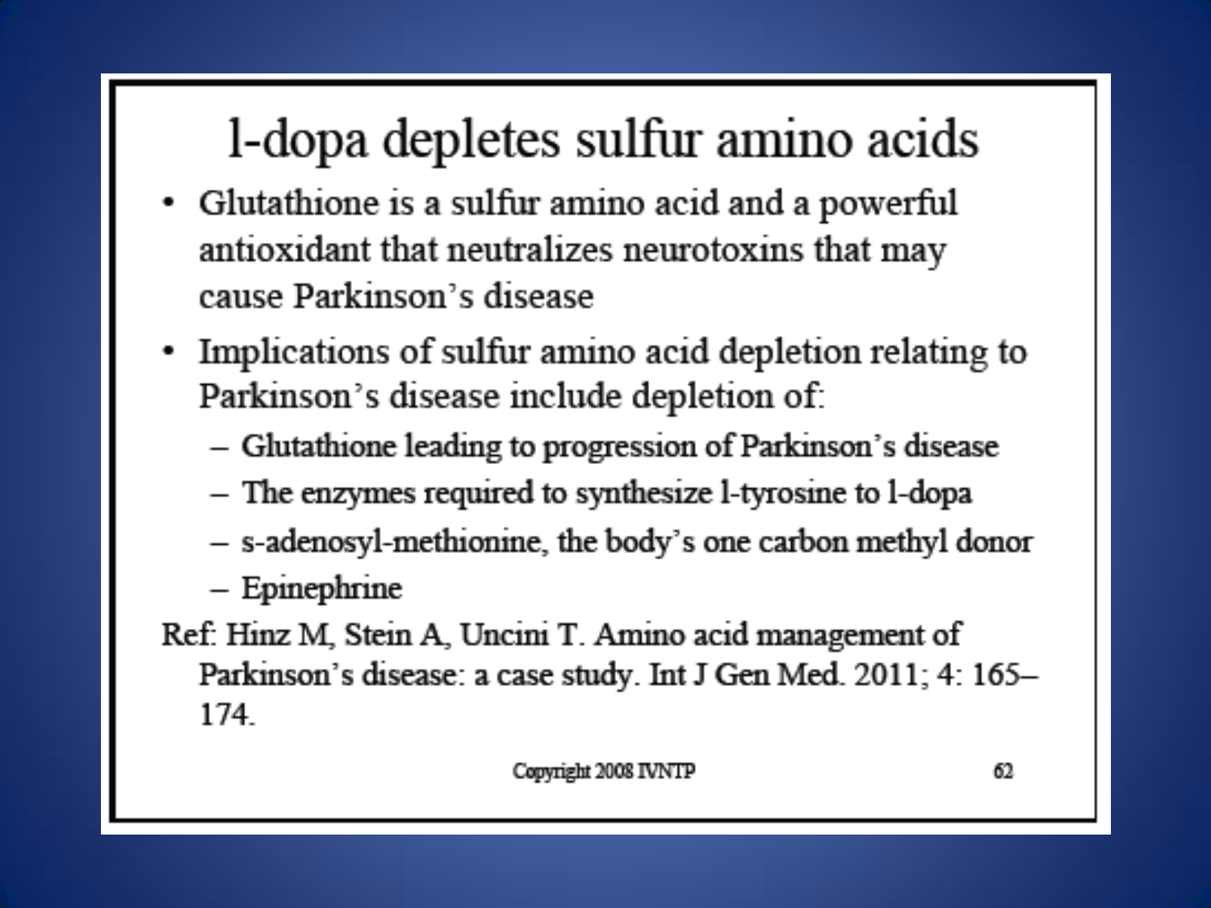# l-dopa depletes sulfur amino acids

- Glutathione is a sulfur amino acid and a powerful antioxidant that neutralizes neurotoxins that may cause Parkinson's disease
- Implications of sulfur amino acid depletion relating to Parkinson's disease include depletion of:
  - Glutathione leading to progression of Parkinson's disease
  - The enzymes required to synthesize l-tyrosine to l-dopa
  - s-adenosyl-methionine, the body's one carbon methyl donor
  - Epinephrine

Ref: Hinz M, Stein A, Uncini T. Amino acid management of Parkinson's disease: a case study. Int J Gen Med. 2011; 4: 165–174.

Copyright 2008 IVNTP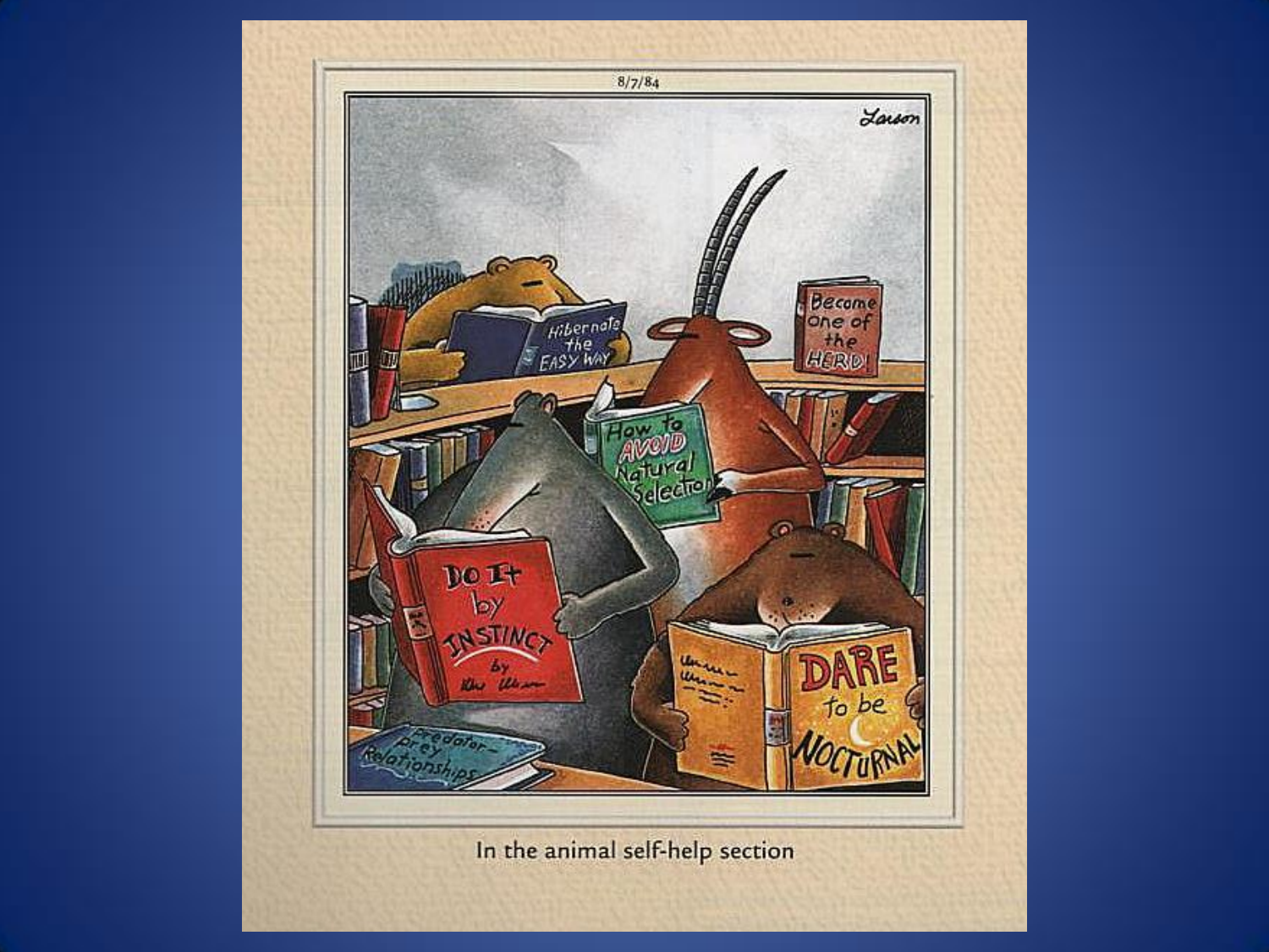8/7/84

In the animal self-help section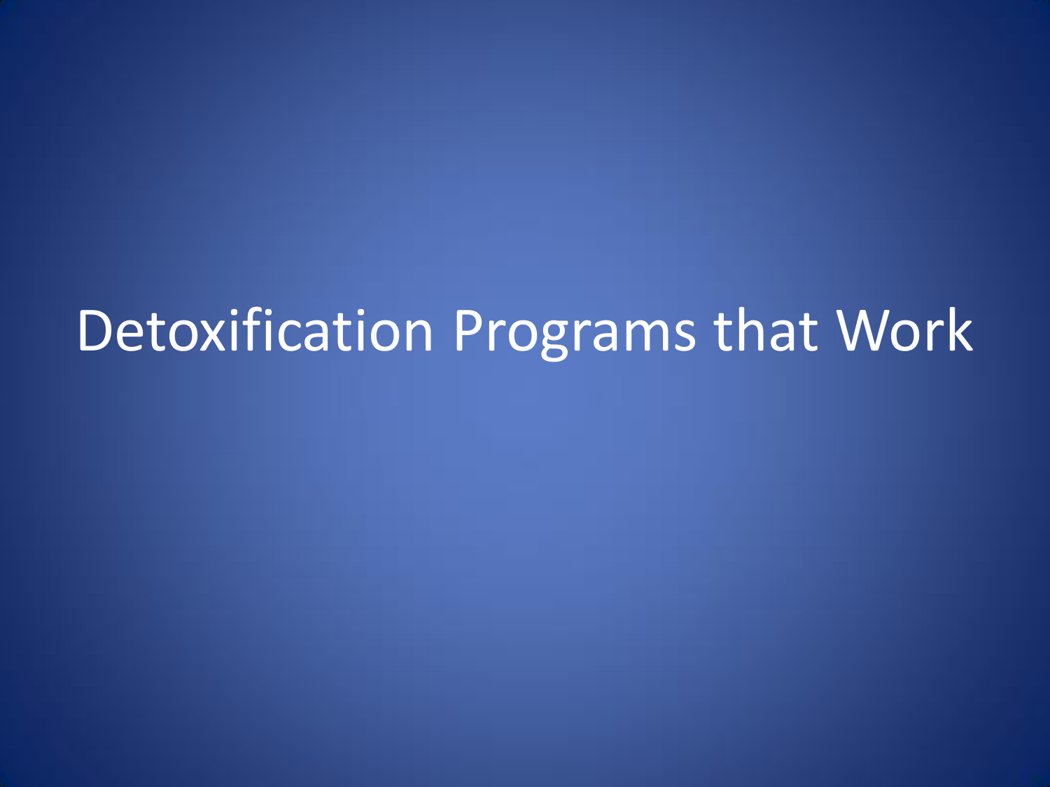# Detoxification Programs that Work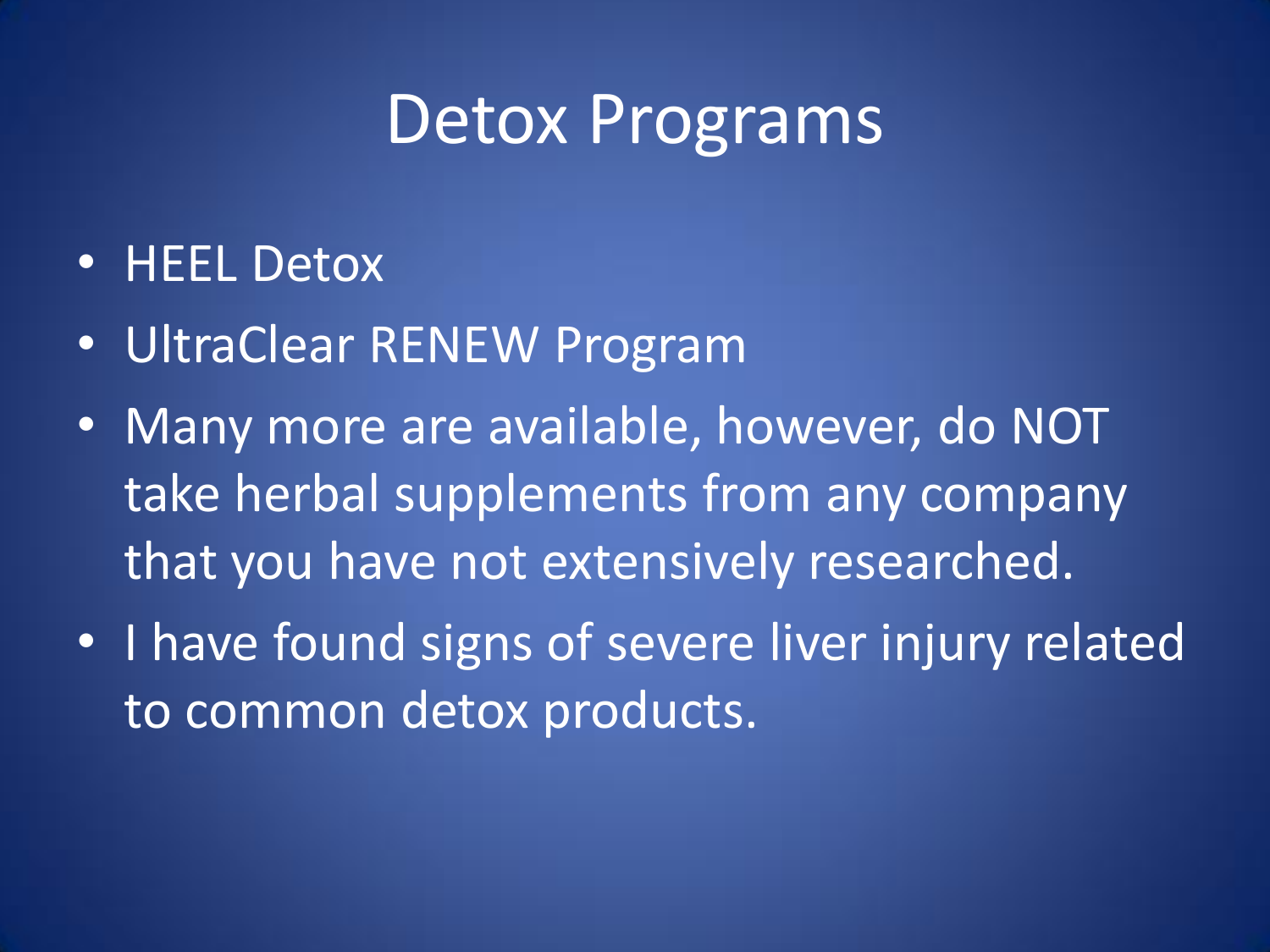# Detox Programs

- HEEL Detox
- UltraClear RENEW Program
- Many more are available, however, do NOT take herbal supplements from any company that you have not extensively researched.
- I have found signs of severe liver injury related to common detox products.